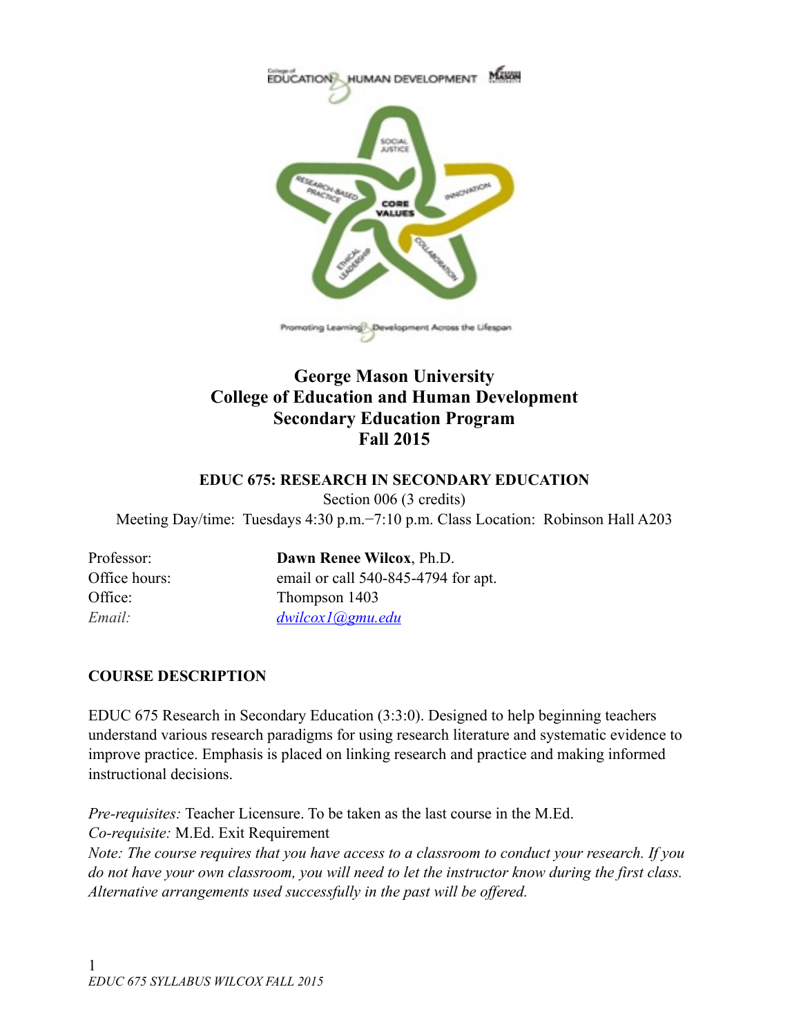# George Mason University
# College of Education and Human Development
# Secondary Education Program
# Fall 2015

## EDUC 675: RESEARCH IN SECONDARY EDUCATION

Section 006 (3 credits)

Meeting Day/time: Tuesdays 4:30 p.m.−7:10 p.m. Class Location: Robinson Hall A203

| | |
|---|---|
| Professor: | **Dawn Renee Wilcox**, Ph.D. |
| Office hours: | email or call 540-845-4794 for apt. |
| Office: | Thompson 1403 |
| *Email:* | *dwilcox1@gmu.edu* |

## COURSE DESCRIPTION

EDUC 675 Research in Secondary Education (3:3:0). Designed to help beginning teachers understand various research paradigms for using research literature and systematic evidence to improve practice. Emphasis is placed on linking research and practice and making informed instructional decisions.

*Pre-requisites:* Teacher Licensure. To be taken as the last course in the M.Ed.
*Co-requisite:* M.Ed. Exit Requirement
*Note: The course requires that you have access to a classroom to conduct your research. If you do not have your own classroom, you will need to let the instructor know during the first class. Alternative arrangements used successfully in the past will be offered.*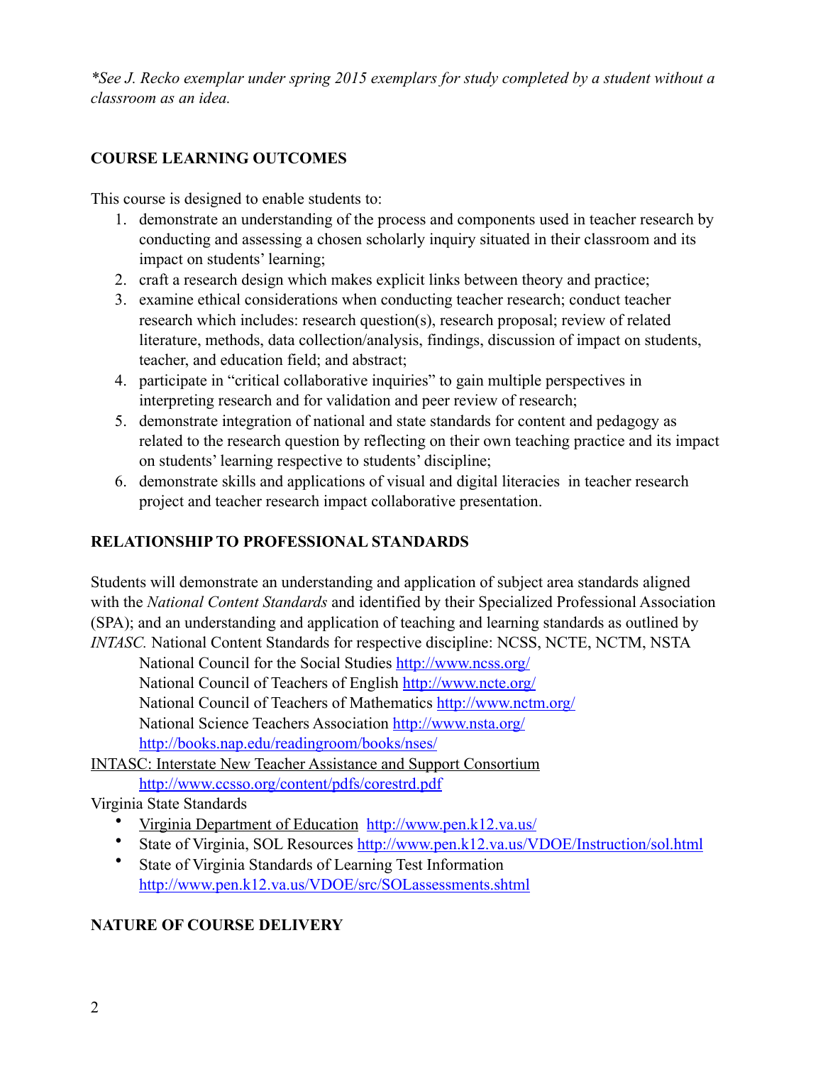*\*See J. Recko exemplar under spring 2015 exemplars for study completed by a student without a classroom as an idea.*

## COURSE LEARNING OUTCOMES

This course is designed to enable students to:

1. demonstrate an understanding of the process and components used in teacher research by conducting and assessing a chosen scholarly inquiry situated in their classroom and its impact on students' learning;
2. craft a research design which makes explicit links between theory and practice;
3. examine ethical considerations when conducting teacher research; conduct teacher research which includes: research question(s), research proposal; review of related literature, methods, data collection/analysis, findings, discussion of impact on students, teacher, and education field; and abstract;
4. participate in "critical collaborative inquiries" to gain multiple perspectives in interpreting research and for validation and peer review of research;
5. demonstrate integration of national and state standards for content and pedagogy as related to the research question by reflecting on their own teaching practice and its impact on students' learning respective to students' discipline;
6. demonstrate skills and applications of visual and digital literacies in teacher research project and teacher research impact collaborative presentation.

## RELATIONSHIP TO PROFESSIONAL STANDARDS

Students will demonstrate an understanding and application of subject area standards aligned with the *National Content Standards* and identified by their Specialized Professional Association (SPA); and an understanding and application of teaching and learning standards as outlined by *INTASC.* National Content Standards for respective discipline: NCSS, NCTE, NCTM, NSTA

National Council for the Social Studies http://www.ncss.org/
National Council of Teachers of English http://www.ncte.org/
National Council of Teachers of Mathematics http://www.nctm.org/
National Science Teachers Association http://www.nsta.org/
http://books.nap.edu/readingroom/books/nses/

INTASC: Interstate New Teacher Assistance and Support Consortium
http://www.ccsso.org/content/pdfs/corestrd.pdf

Virginia State Standards

- Virginia Department of Education http://www.pen.k12.va.us/
- State of Virginia, SOL Resources http://www.pen.k12.va.us/VDOE/Instruction/sol.html
- State of Virginia Standards of Learning Test Information http://www.pen.k12.va.us/VDOE/src/SOLassessments.shtml

## NATURE OF COURSE DELIVERY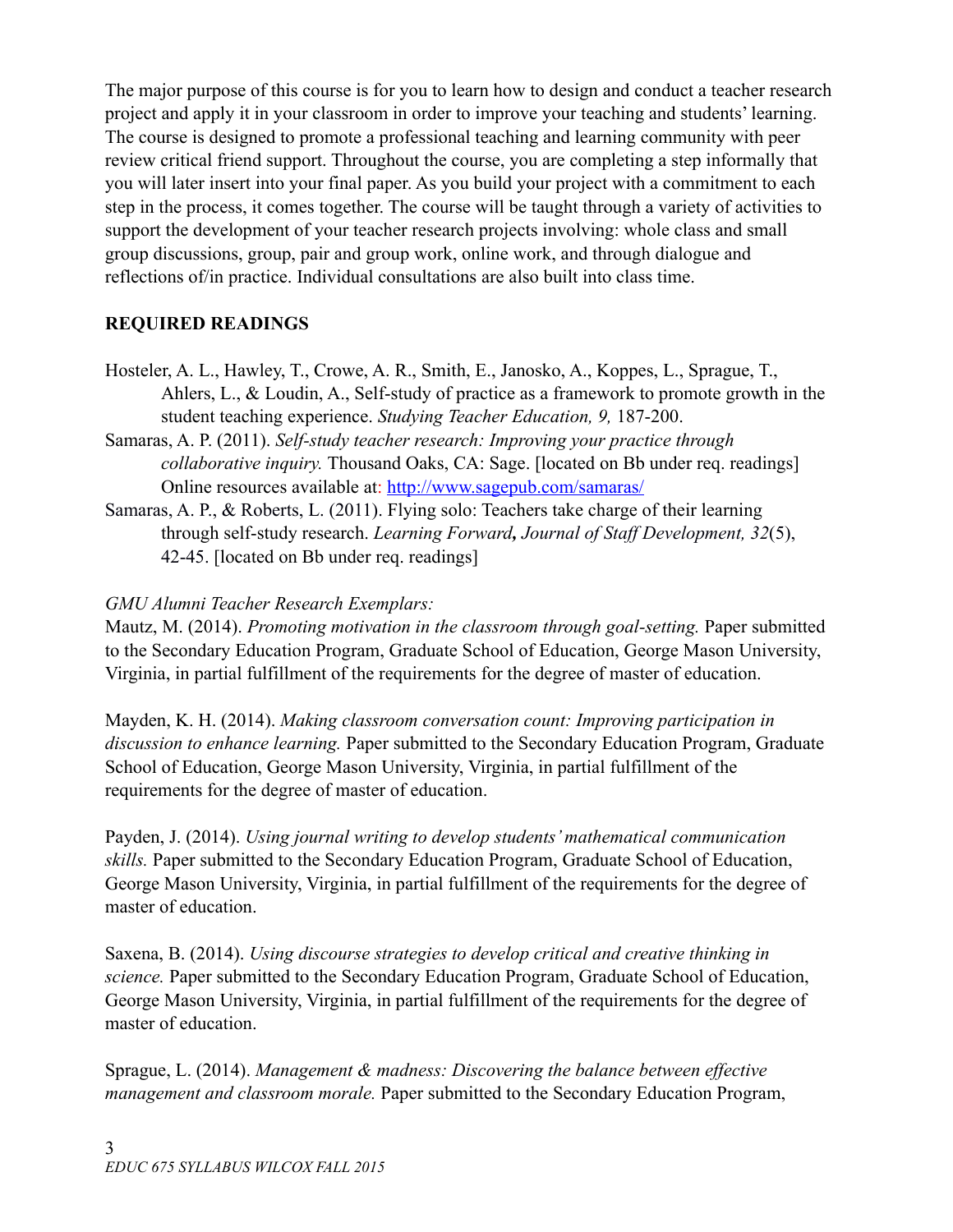The major purpose of this course is for you to learn how to design and conduct a teacher research project and apply it in your classroom in order to improve your teaching and students' learning. The course is designed to promote a professional teaching and learning community with peer review critical friend support. Throughout the course, you are completing a step informally that you will later insert into your final paper. As you build your project with a commitment to each step in the process, it comes together. The course will be taught through a variety of activities to support the development of your teacher research projects involving: whole class and small group discussions, group, pair and group work, online work, and through dialogue and reflections of/in practice. Individual consultations are also built into class time.

**REQUIRED READINGS**

Hosteler, A. L., Hawley, T., Crowe, A. R., Smith, E., Janosko, A., Koppes, L., Sprague, T., Ahlers, L., & Loudin, A., Self-study of practice as a framework to promote growth in the student teaching experience. *Studying Teacher Education, 9,* 187-200.

Samaras, A. P. (2011). *Self-study teacher research: Improving your practice through collaborative inquiry.* Thousand Oaks, CA: Sage. [located on Bb under req. readings] Online resources available at: [http://www.sagepub.com/samaras/](http://www.sagepub.com/samaras/)

Samaras, A. P., & Roberts, L. (2011). Flying solo: Teachers take charge of their learning through self-study research. *Learning Forward**,** Journal of Staff Development, 32*(5), 42-45. [located on Bb under req. readings]

*GMU Alumni Teacher Research Exemplars:*

Mautz, M. (2014). *Promoting motivation in the classroom through goal-setting.* Paper submitted to the Secondary Education Program, Graduate School of Education, George Mason University, Virginia, in partial fulfillment of the requirements for the degree of master of education.

Mayden, K. H. (2014). *Making classroom conversation count: Improving participation in discussion to enhance learning.* Paper submitted to the Secondary Education Program, Graduate School of Education, George Mason University, Virginia, in partial fulfillment of the requirements for the degree of master of education.

Payden, J. (2014). *Using journal writing to develop students' mathematical communication skills.* Paper submitted to the Secondary Education Program, Graduate School of Education, George Mason University, Virginia, in partial fulfillment of the requirements for the degree of master of education.

Saxena, B. (2014). *Using discourse strategies to develop critical and creative thinking in science.* Paper submitted to the Secondary Education Program, Graduate School of Education, George Mason University, Virginia, in partial fulfillment of the requirements for the degree of master of education.

Sprague, L. (2014). *Management & madness: Discovering the balance between effective management and classroom morale.* Paper submitted to the Secondary Education Program,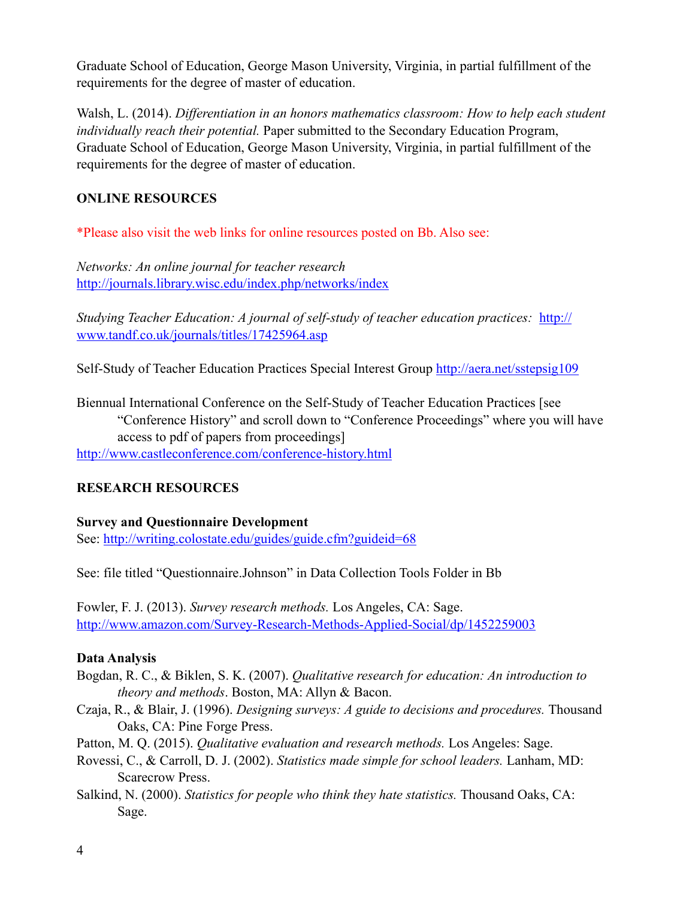Graduate School of Education, George Mason University, Virginia, in partial fulfillment of the requirements for the degree of master of education.

Walsh, L. (2014). *Differentiation in an honors mathematics classroom: How to help each student individually reach their potential.* Paper submitted to the Secondary Education Program, Graduate School of Education, George Mason University, Virginia, in partial fulfillment of the requirements for the degree of master of education.

**ONLINE RESOURCES**

*Please also visit the web links for online resources posted on Bb. Also see:

*Networks: An online journal for teacher research*
http://journals.library.wisc.edu/index.php/networks/index

*Studying Teacher Education: A journal of self-study of teacher education practices:* http://www.tandf.co.uk/journals/titles/17425964.asp

Self-Study of Teacher Education Practices Special Interest Group http://aera.net/sstepsig109

Biennual International Conference on the Self-Study of Teacher Education Practices [see "Conference History" and scroll down to "Conference Proceedings" where you will have access to pdf of papers from proceedings]
http://www.castleconference.com/conference-history.html

**RESEARCH RESOURCES**

**Survey and Questionnaire Development**
See: http://writing.colostate.edu/guides/guide.cfm?guideid=68

See: file titled "Questionnaire.Johnson" in Data Collection Tools Folder in Bb

Fowler, F. J. (2013). *Survey research methods.* Los Angeles, CA: Sage.
http://www.amazon.com/Survey-Research-Methods-Applied-Social/dp/1452259003

**Data Analysis**

Bogdan, R. C., & Biklen, S. K. (2007). *Qualitative research for education: An introduction to theory and methods*. Boston, MA: Allyn & Bacon.

Czaja, R., & Blair, J. (1996). *Designing surveys: A guide to decisions and procedures.* Thousand Oaks, CA: Pine Forge Press.

Patton, M. Q. (2015). *Qualitative evaluation and research methods.* Los Angeles: Sage.

Rovessi, C., & Carroll, D. J. (2002). *Statistics made simple for school leaders.* Lanham, MD: Scarecrow Press.

Salkind, N. (2000). *Statistics for people who think they hate statistics.* Thousand Oaks, CA: Sage.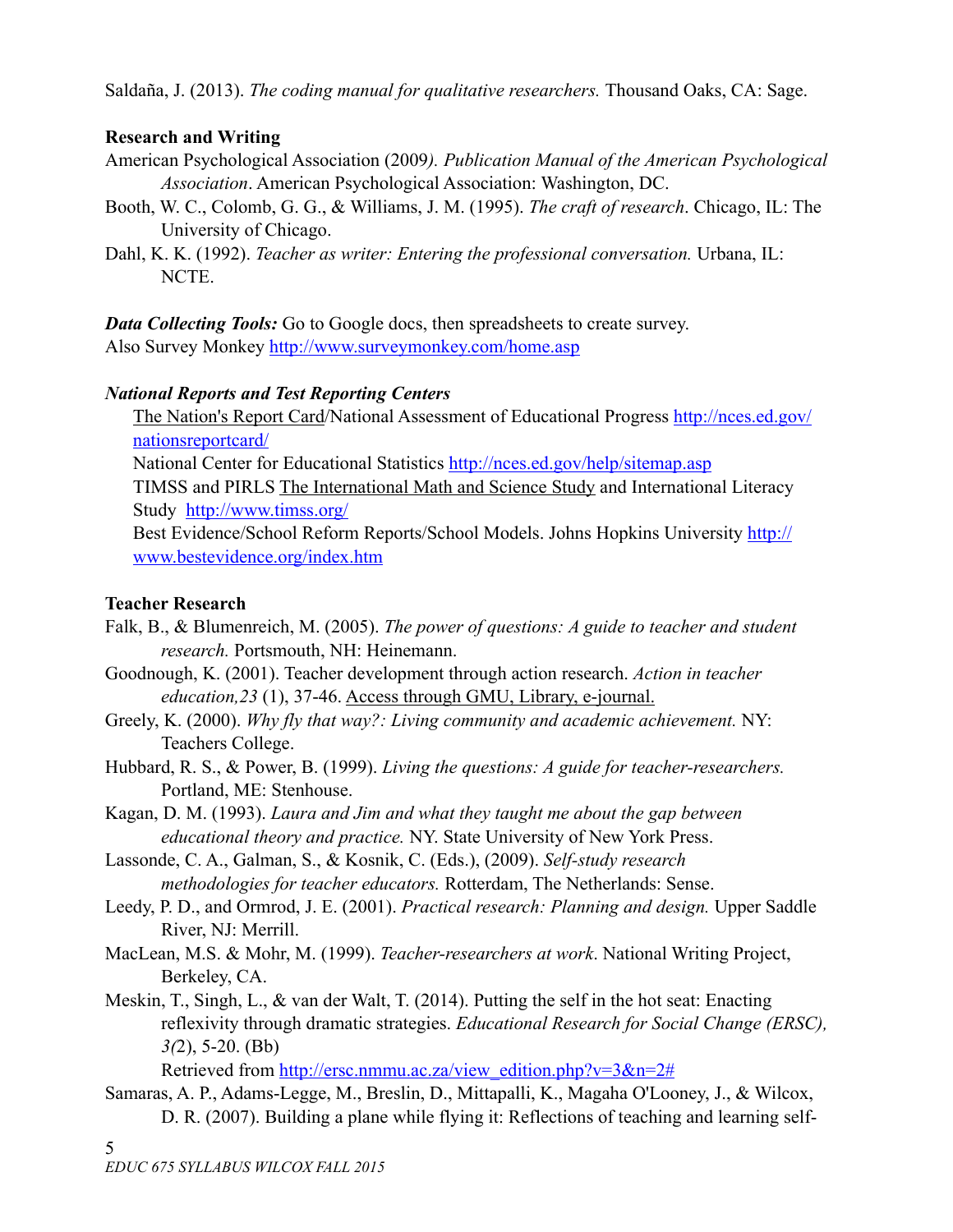Saldaña, J. (2013). *The coding manual for qualitative researchers.* Thousand Oaks, CA: Sage.

**Research and Writing**

American Psychological Association (2009*). Publication Manual of the American Psychological Association*. American Psychological Association: Washington, DC.

Booth, W. C., Colomb, G. G., & Williams, J. M. (1995). *The craft of research*. Chicago, IL: The University of Chicago.

Dahl, K. K. (1992). *Teacher as writer: Entering the professional conversation.* Urbana, IL: NCTE.

***Data Collecting Tools:*** Go to Google docs, then spreadsheets to create survey.
Also Survey Monkey [http://www.surveymonkey.com/home.asp](http://www.surveymonkey.com/home.asp)

***National Reports and Test Reporting Centers***

The Nation's Report Card/National Assessment of Educational Progress [http://nces.ed.gov/nationsreportcard/](http://nces.ed.gov/nationsreportcard/)
National Center for Educational Statistics [http://nces.ed.gov/help/sitemap.asp](http://nces.ed.gov/help/sitemap.asp)
TIMSS and PIRLS The International Math and Science Study and International Literacy Study [http://www.timss.org/](http://www.timss.org/)
Best Evidence/School Reform Reports/School Models. Johns Hopkins University [http://www.bestevidence.org/index.htm](http://www.bestevidence.org/index.htm)

**Teacher Research**

Falk, B., & Blumenreich, M. (2005). *The power of questions: A guide to teacher and student research.* Portsmouth, NH: Heinemann.

Goodnough, K. (2001). Teacher development through action research. *Action in teacher education,23* (1), 37-46. Access through GMU, Library, e-journal.

Greely, K. (2000). *Why fly that way?: Living community and academic achievement.* NY: Teachers College.

Hubbard, R. S., & Power, B. (1999). *Living the questions: A guide for teacher-researchers.* Portland, ME: Stenhouse.

Kagan, D. M. (1993). *Laura and Jim and what they taught me about the gap between educational theory and practice.* NY. State University of New York Press.

Lassonde, C. A., Galman, S., & Kosnik, C. (Eds.), (2009). *Self-study research methodologies for teacher educators.* Rotterdam, The Netherlands: Sense.

Leedy, P. D., and Ormrod, J. E. (2001). *Practical research: Planning and design.* Upper Saddle River, NJ: Merrill.

MacLean, M.S. & Mohr, M. (1999). *Teacher-researchers at work*. National Writing Project, Berkeley, CA.

Meskin, T., Singh, L., & van der Walt, T. (2014). Putting the self in the hot seat: Enacting reflexivity through dramatic strategies. *Educational Research for Social Change (ERSC), 3(*2), 5-20. (Bb)
Retrieved from [http://ersc.nmmu.ac.za/view_edition.php?v=3&n=2#](http://ersc.nmmu.ac.za/view_edition.php?v=3&n=2#)

Samaras, A. P., Adams-Legge, M., Breslin, D., Mittapalli, K., Magaha O'Looney, J., & Wilcox, D. R. (2007). Building a plane while flying it: Reflections of teaching and learning self-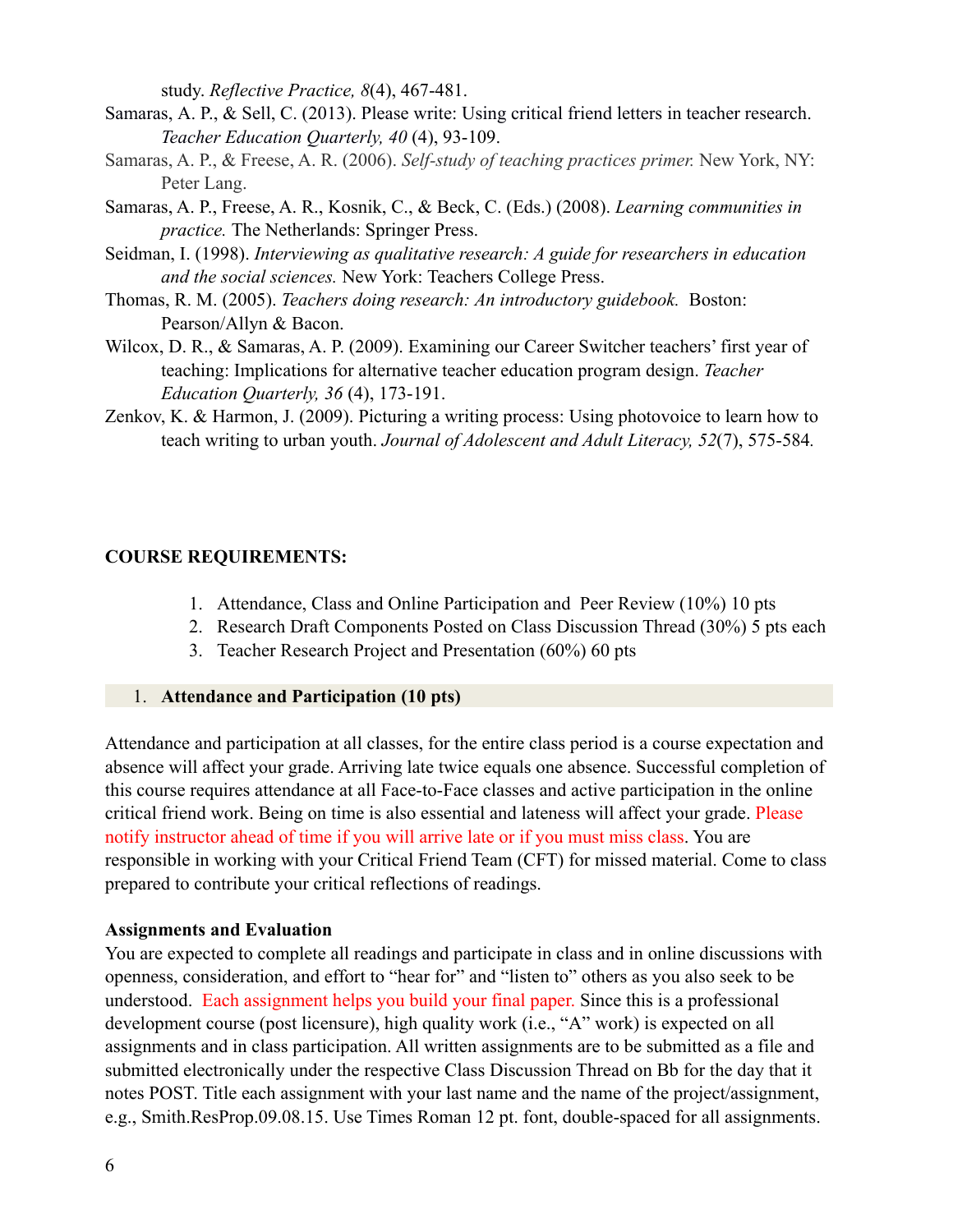study. *Reflective Practice, 8*(4), 467-481.

Samaras, A. P., & Sell, C. (2013). Please write: Using critical friend letters in teacher research. *Teacher Education Quarterly, 40* (4), 93-109.

Samaras, A. P., & Freese, A. R. (2006). *Self-study of teaching practices primer.* New York, NY: Peter Lang.

Samaras, A. P., Freese, A. R., Kosnik, C., & Beck, C. (Eds.) (2008). *Learning communities in practice.* The Netherlands: Springer Press.

Seidman, I. (1998). *Interviewing as qualitative research: A guide for researchers in education and the social sciences.* New York: Teachers College Press.

Thomas, R. M. (2005). *Teachers doing research: An introductory guidebook.* Boston: Pearson/Allyn & Bacon.

Wilcox, D. R., & Samaras, A. P. (2009). Examining our Career Switcher teachers' first year of teaching: Implications for alternative teacher education program design. *Teacher Education Quarterly, 36* (4), 173-191.

Zenkov, K. & Harmon, J. (2009). Picturing a writing process: Using photovoice to learn how to teach writing to urban youth. *Journal of Adolescent and Adult Literacy, 52*(7), 575-584.

## COURSE REQUIREMENTS:

1. Attendance, Class and Online Participation and Peer Review (10%) 10 pts
2. Research Draft Components Posted on Class Discussion Thread (30%) 5 pts each
3. Teacher Research Project and Presentation (60%) 60 pts

### 1. Attendance and Participation (10 pts)

Attendance and participation at all classes, for the entire class period is a course expectation and absence will affect your grade. Arriving late twice equals one absence. Successful completion of this course requires attendance at all Face-to-Face classes and active participation in the online critical friend work. Being on time is also essential and lateness will affect your grade. Please notify instructor ahead of time if you will arrive late or if you must miss class. You are responsible in working with your Critical Friend Team (CFT) for missed material. Come to class prepared to contribute your critical reflections of readings.

**Assignments and Evaluation**

You are expected to complete all readings and participate in class and in online discussions with openness, consideration, and effort to "hear for" and "listen to" others as you also seek to be understood. Each assignment helps you build your final paper. Since this is a professional development course (post licensure), high quality work (i.e., "A" work) is expected on all assignments and in class participation. All written assignments are to be submitted as a file and submitted electronically under the respective Class Discussion Thread on Bb for the day that it notes POST. Title each assignment with your last name and the name of the project/assignment, e.g., Smith.ResProp.09.08.15. Use Times Roman 12 pt. font, double-spaced for all assignments.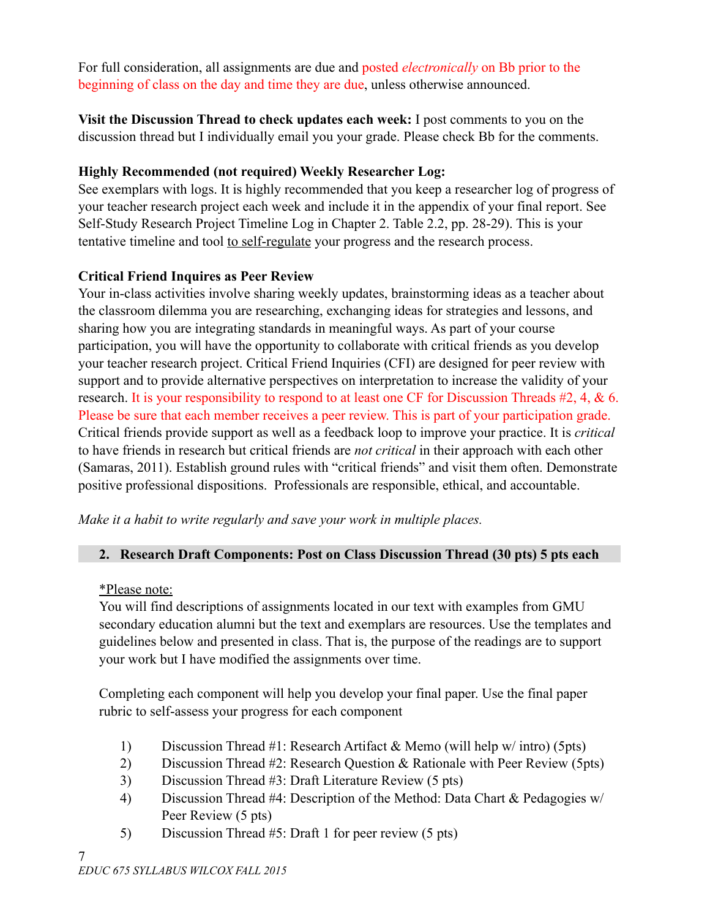For full consideration, all assignments are due and posted *electronically* on Bb prior to the beginning of class on the day and time they are due, unless otherwise announced.

**Visit the Discussion Thread to check updates each week:** I post comments to you on the discussion thread but I individually email you your grade. Please check Bb for the comments.

**Highly Recommended (not required) Weekly Researcher Log:**
See exemplars with logs. It is highly recommended that you keep a researcher log of progress of your teacher research project each week and include it in the appendix of your final report. See Self-Study Research Project Timeline Log in Chapter 2. Table 2.2, pp. 28-29). This is your tentative timeline and tool to self-regulate your progress and the research process.

**Critical Friend Inquires as Peer Review**
Your in-class activities involve sharing weekly updates, brainstorming ideas as a teacher about the classroom dilemma you are researching, exchanging ideas for strategies and lessons, and sharing how you are integrating standards in meaningful ways. As part of your course participation, you will have the opportunity to collaborate with critical friends as you develop your teacher research project. Critical Friend Inquiries (CFI) are designed for peer review with support and to provide alternative perspectives on interpretation to increase the validity of your research. It is your responsibility to respond to at least one CF for Discussion Threads #2, 4, & 6. Please be sure that each member receives a peer review. This is part of your participation grade. Critical friends provide support as well as a feedback loop to improve your practice. It is *critical* to have friends in research but critical friends are *not critical* in their approach with each other (Samaras, 2011). Establish ground rules with "critical friends" and visit them often. Demonstrate positive professional dispositions. Professionals are responsible, ethical, and accountable.

*Make it a habit to write regularly and save your work in multiple places.*

## 2. Research Draft Components: Post on Class Discussion Thread (30 pts) 5 pts each

*Please note:
You will find descriptions of assignments located in our text with examples from GMU secondary education alumni but the text and exemplars are resources. Use the templates and guidelines below and presented in class. That is, the purpose of the readings are to support your work but I have modified the assignments over time.

Completing each component will help you develop your final paper. Use the final paper rubric to self-assess your progress for each component

1) Discussion Thread #1: Research Artifact & Memo (will help w/ intro) (5pts)
2) Discussion Thread #2: Research Question & Rationale with Peer Review (5pts)
3) Discussion Thread #3: Draft Literature Review (5 pts)
4) Discussion Thread #4: Description of the Method: Data Chart & Pedagogies w/ Peer Review (5 pts)
5) Discussion Thread #5: Draft 1 for peer review (5 pts)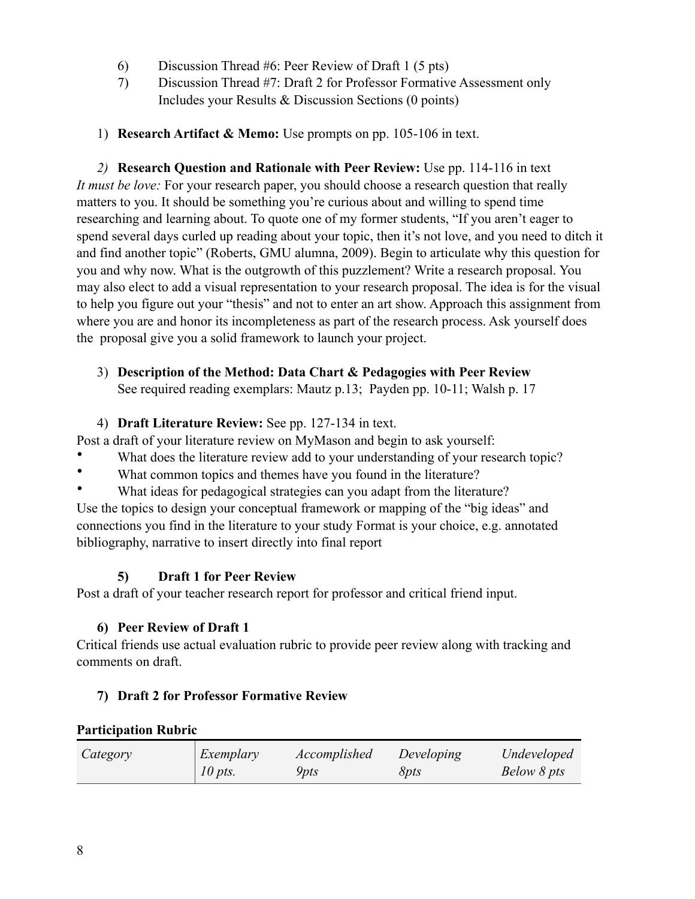6) Discussion Thread #6: Peer Review of Draft 1 (5 pts)
7) Discussion Thread #7: Draft 2 for Professor Formative Assessment only Includes your Results & Discussion Sections (0 points)

1) **Research Artifact & Memo:** Use prompts on pp. 105-106 in text.

2) **Research Question and Rationale with Peer Review:** Use pp. 114-116 in text

*It must be love:* For your research paper, you should choose a research question that really matters to you. It should be something you're curious about and willing to spend time researching and learning about. To quote one of my former students, "If you aren't eager to spend several days curled up reading about your topic, then it's not love, and you need to ditch it and find another topic" (Roberts, GMU alumna, 2009). Begin to articulate why this question for you and why now. What is the outgrowth of this puzzlement? Write a research proposal. You may also elect to add a visual representation to your research proposal. The idea is for the visual to help you figure out your "thesis" and not to enter an art show. Approach this assignment from where you are and honor its incompleteness as part of the research process. Ask yourself does the proposal give you a solid framework to launch your project.

3) **Description of the Method: Data Chart & Pedagogies with Peer Review**
See required reading exemplars: Mautz p.13; Payden pp. 10-11; Walsh p. 17

4) **Draft Literature Review:** See pp. 127-134 in text.

Post a draft of your literature review on MyMason and begin to ask yourself:

- What does the literature review add to your understanding of your research topic?
- What common topics and themes have you found in the literature?
- What ideas for pedagogical strategies can you adapt from the literature?

Use the topics to design your conceptual framework or mapping of the "big ideas" and connections you find in the literature to your study Format is your choice, e.g. annotated bibliography, narrative to insert directly into final report

**5) Draft 1 for Peer Review**

Post a draft of your teacher research report for professor and critical friend input.

**6) Peer Review of Draft 1**

Critical friends use actual evaluation rubric to provide peer review along with tracking and comments on draft.

**7) Draft 2 for Professor Formative Review**

**Participation Rubric**

| *Category* | *Exemplary 10 pts.* | *Accomplished 9pts* | *Developing 8pts* | *Undeveloped Below 8 pts* |
|---|---|---|---|---|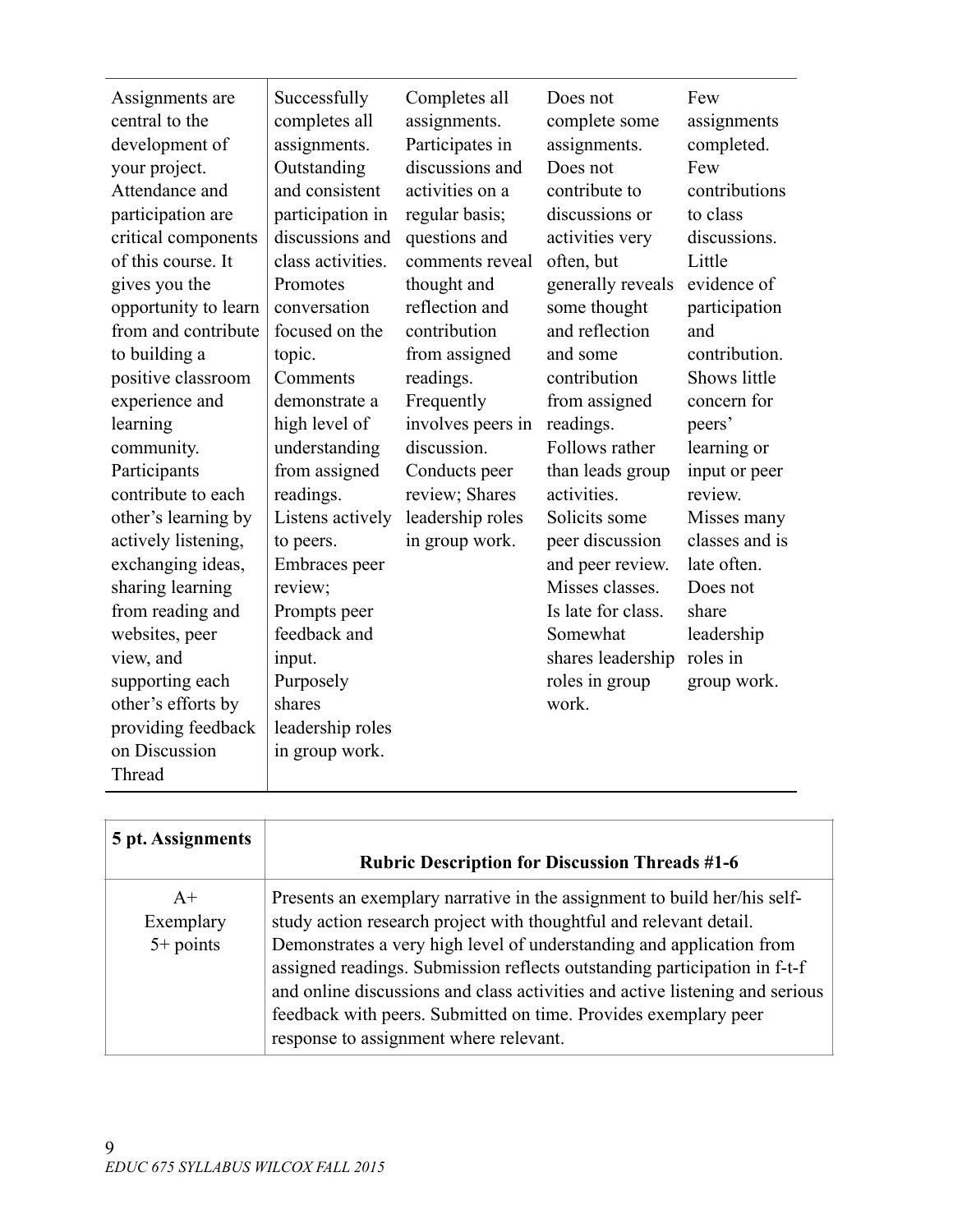| | | | | |
|---|---|---|---|---|
| Assignments are central to the development of your project. Attendance and participation are critical components of this course. It gives you the opportunity to learn from and contribute to building a positive classroom experience and learning community. Participants contribute to each other's learning by actively listening, exchanging ideas, sharing learning from reading and websites, peer view, and supporting each other's efforts by providing feedback on Discussion Thread | Successfully completes all assignments. Outstanding and consistent participation in discussions and class activities. Promotes conversation focused on the topic. Comments demonstrate a high level of understanding from assigned readings. Listens actively to peers. Embraces peer review; Prompts peer feedback and input. Purposely shares leadership roles in group work. | Completes all assignments. Participates in discussions and activities on a regular basis; questions and comments reveal thought and reflection and contribution from assigned readings. Frequently involves peers in discussion. Conducts peer review; Shares leadership roles in group work. | Does not complete some assignments. Does not contribute to discussions or activities very often, but generally reveals some thought and reflection and some contribution from assigned readings. Follows rather than leads group activities. Solicits some peer discussion and peer review. Misses classes. Is late for class. Somewhat shares leadership roles in group work. | Few assignments completed. Few contributions to class discussions. Little evidence of participation and contribution. Shows little concern for peers' learning or input or peer review. Misses many classes and is late often. Does not share leadership roles in group work. |

| **5 pt. Assignments** | **Rubric Description for Discussion Threads #1-6** |
|---|---|
| A+<br>Exemplary<br>5+ points | Presents an exemplary narrative in the assignment to build her/his self-study action research project with thoughtful and relevant detail. Demonstrates a very high level of understanding and application from assigned readings. Submission reflects outstanding participation in f-t-f and online discussions and class activities and active listening and serious feedback with peers. Submitted on time. Provides exemplary peer response to assignment where relevant. |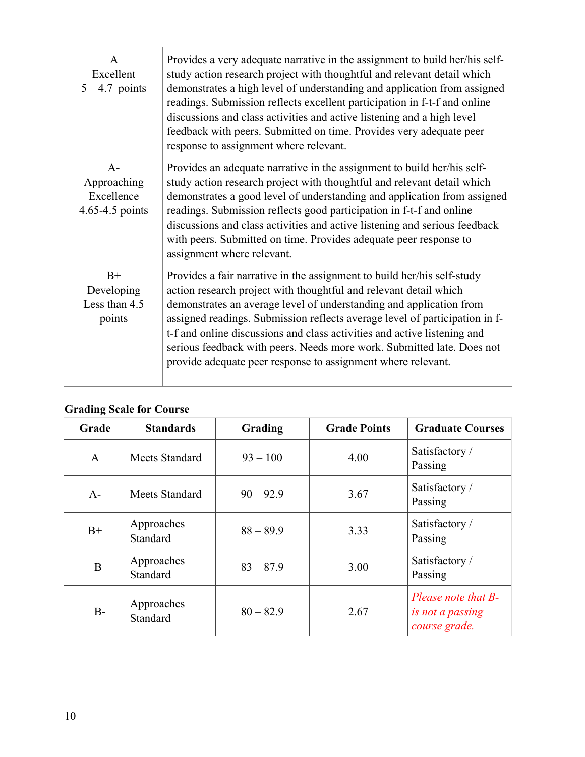| A<br>Excellent<br>5 – 4.7 points | Provides a very adequate narrative in the assignment to build her/his self-study action research project with thoughtful and relevant detail which demonstrates a high level of understanding and application from assigned readings. Submission reflects excellent participation in f-t-f and online discussions and class activities and active listening and a high level feedback with peers. Submitted on time. Provides very adequate peer response to assignment where relevant. |
|---|---|
| A-<br>Approaching Excellence<br>4.65-4.5 points | Provides an adequate narrative in the assignment to build her/his self-study action research project with thoughtful and relevant detail which demonstrates a good level of understanding and application from assigned readings. Submission reflects good participation in f-t-f and online discussions and class activities and active listening and serious feedback with peers. Submitted on time. Provides adequate peer response to assignment where relevant. |
| B+<br>Developing<br>Less than 4.5 points | Provides a fair narrative in the assignment to build her/his self-study action research project with thoughtful and relevant detail which demonstrates an average level of understanding and application from assigned readings. Submission reflects average level of participation in f-t-f and online discussions and class activities and active listening and serious feedback with peers. Needs more work. Submitted late. Does not provide adequate peer response to assignment where relevant. |

**Grading Scale for Course**

| Grade | Standards | Grading | Grade Points | Graduate Courses |
|---|---|---|---|---|
| A | Meets Standard | 93 – 100 | 4.00 | Satisfactory / Passing |
| A- | Meets Standard | 90 – 92.9 | 3.67 | Satisfactory / Passing |
| B+ | Approaches Standard | 88 – 89.9 | 3.33 | Satisfactory / Passing |
| B | Approaches Standard | 83 – 87.9 | 3.00 | Satisfactory / Passing |
| B- | Approaches Standard | 80 – 82.9 | 2.67 | *Please note that B- is not a passing course grade.* |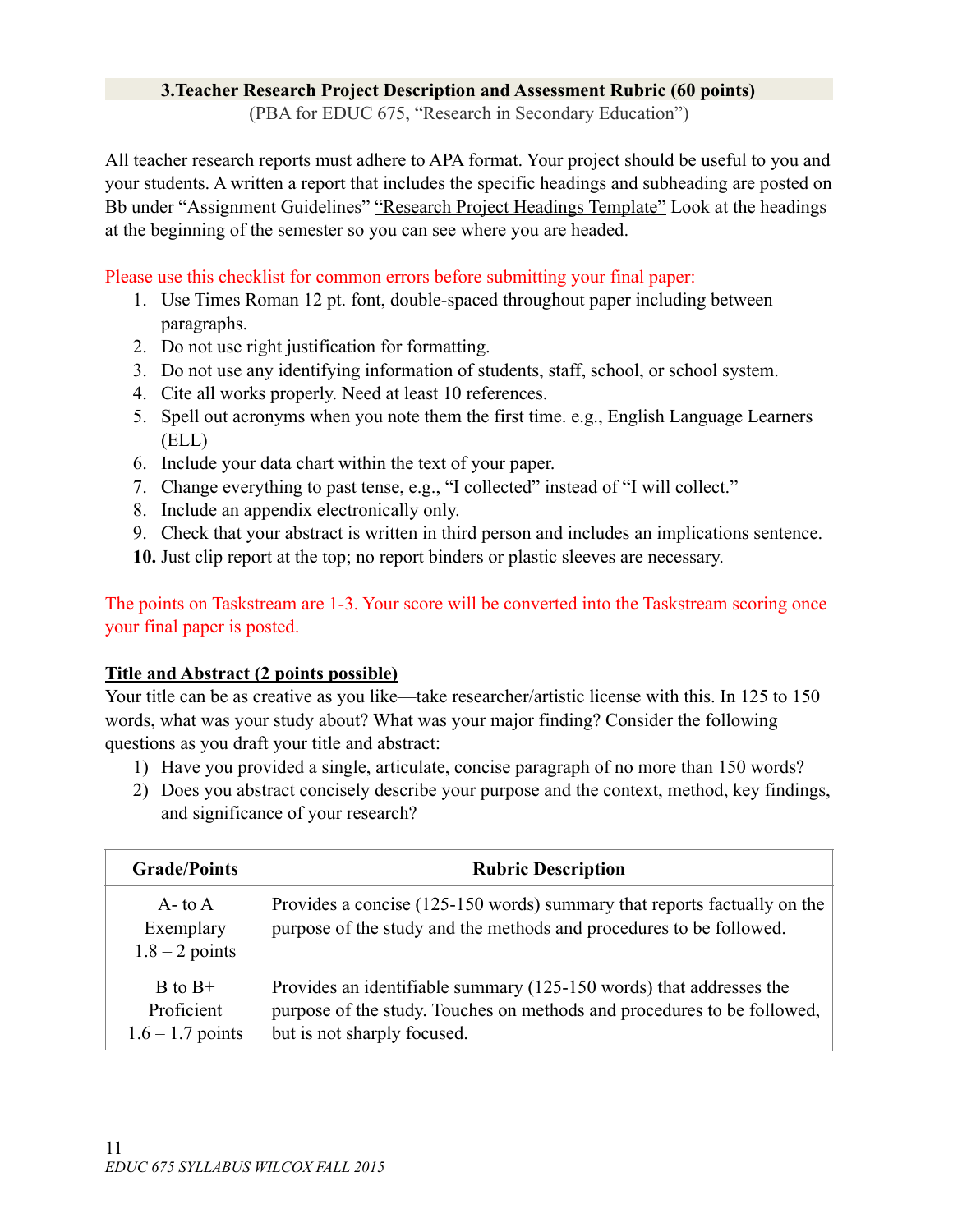## 3.Teacher Research Project Description and Assessment Rubric (60 points)

(PBA for EDUC 675, "Research in Secondary Education")

All teacher research reports must adhere to APA format. Your project should be useful to you and your students. A written a report that includes the specific headings and subheading are posted on Bb under "Assignment Guidelines" "Research Project Headings Template" Look at the headings at the beginning of the semester so you can see where you are headed.

Please use this checklist for common errors before submitting your final paper:

1. Use Times Roman 12 pt. font, double-spaced throughout paper including between paragraphs.
2. Do not use right justification for formatting.
3. Do not use any identifying information of students, staff, school, or school system.
4. Cite all works properly. Need at least 10 references.
5. Spell out acronyms when you note them the first time. e.g., English Language Learners (ELL)
6. Include your data chart within the text of your paper.
7. Change everything to past tense, e.g., "I collected" instead of "I will collect."
8. Include an appendix electronically only.
9. Check that your abstract is written in third person and includes an implications sentence.
10. Just clip report at the top; no report binders or plastic sleeves are necessary.

The points on Taskstream are 1-3. Your score will be converted into the Taskstream scoring once your final paper is posted.

**Title and Abstract (2 points possible)**

Your title can be as creative as you like—take researcher/artistic license with this. In 125 to 150 words, what was your study about? What was your major finding? Consider the following questions as you draft your title and abstract:

1) Have you provided a single, articulate, concise paragraph of no more than 150 words?
2) Does you abstract concisely describe your purpose and the context, method, key findings, and significance of your research?

| Grade/Points | Rubric Description |
|---|---|
| A- to A<br>Exemplary<br>1.8 – 2 points | Provides a concise (125-150 words) summary that reports factually on the purpose of the study and the methods and procedures to be followed. |
| B to B+<br>Proficient<br>1.6 – 1.7 points | Provides an identifiable summary (125-150 words) that addresses the purpose of the study. Touches on methods and procedures to be followed, but is not sharply focused. |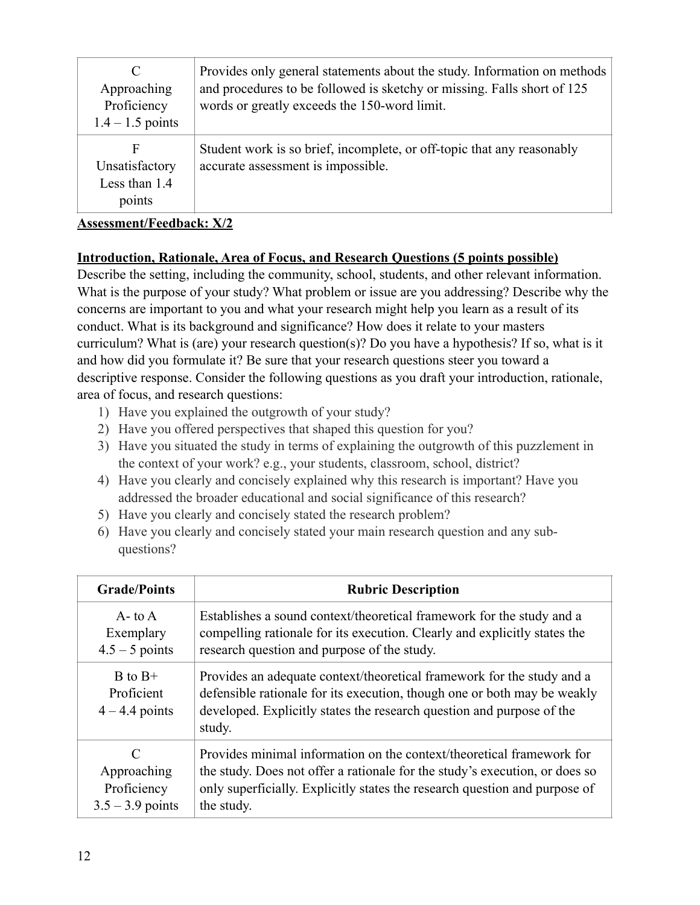| | |
|---|---|
| C<br>Approaching Proficiency<br>1.4 – 1.5 points | Provides only general statements about the study. Information on methods and procedures to be followed is sketchy or missing. Falls short of 125 words or greatly exceeds the 150-word limit. |
| F<br>Unsatisfactory<br>Less than 1.4 points | Student work is so brief, incomplete, or off-topic that any reasonably accurate assessment is impossible. |

**Assessment/Feedback: X/2**

**Introduction, Rationale, Area of Focus, and Research Questions (5 points possible)**

Describe the setting, including the community, school, students, and other relevant information. What is the purpose of your study? What problem or issue are you addressing? Describe why the concerns are important to you and what your research might help you learn as a result of its conduct. What is its background and significance? How does it relate to your masters curriculum? What is (are) your research question(s)? Do you have a hypothesis? If so, what is it and how did you formulate it? Be sure that your research questions steer you toward a descriptive response. Consider the following questions as you draft your introduction, rationale, area of focus, and research questions:

1) Have you explained the outgrowth of your study?
2) Have you offered perspectives that shaped this question for you?
3) Have you situated the study in terms of explaining the outgrowth of this puzzlement in the context of your work? e.g., your students, classroom, school, district?
4) Have you clearly and concisely explained why this research is important? Have you addressed the broader educational and social significance of this research?
5) Have you clearly and concisely stated the research problem?
6) Have you clearly and concisely stated your main research question and any sub-questions?

| Grade/Points | Rubric Description |
|---|---|
| A- to A<br>Exemplary<br>4.5 – 5 points | Establishes a sound context/theoretical framework for the study and a compelling rationale for its execution. Clearly and explicitly states the research question and purpose of the study. |
| B to B+<br>Proficient<br>4 – 4.4 points | Provides an adequate context/theoretical framework for the study and a defensible rationale for its execution, though one or both may be weakly developed. Explicitly states the research question and purpose of the study. |
| C<br>Approaching Proficiency<br>3.5 – 3.9 points | Provides minimal information on the context/theoretical framework for the study. Does not offer a rationale for the study's execution, or does so only superficially. Explicitly states the research question and purpose of the study. |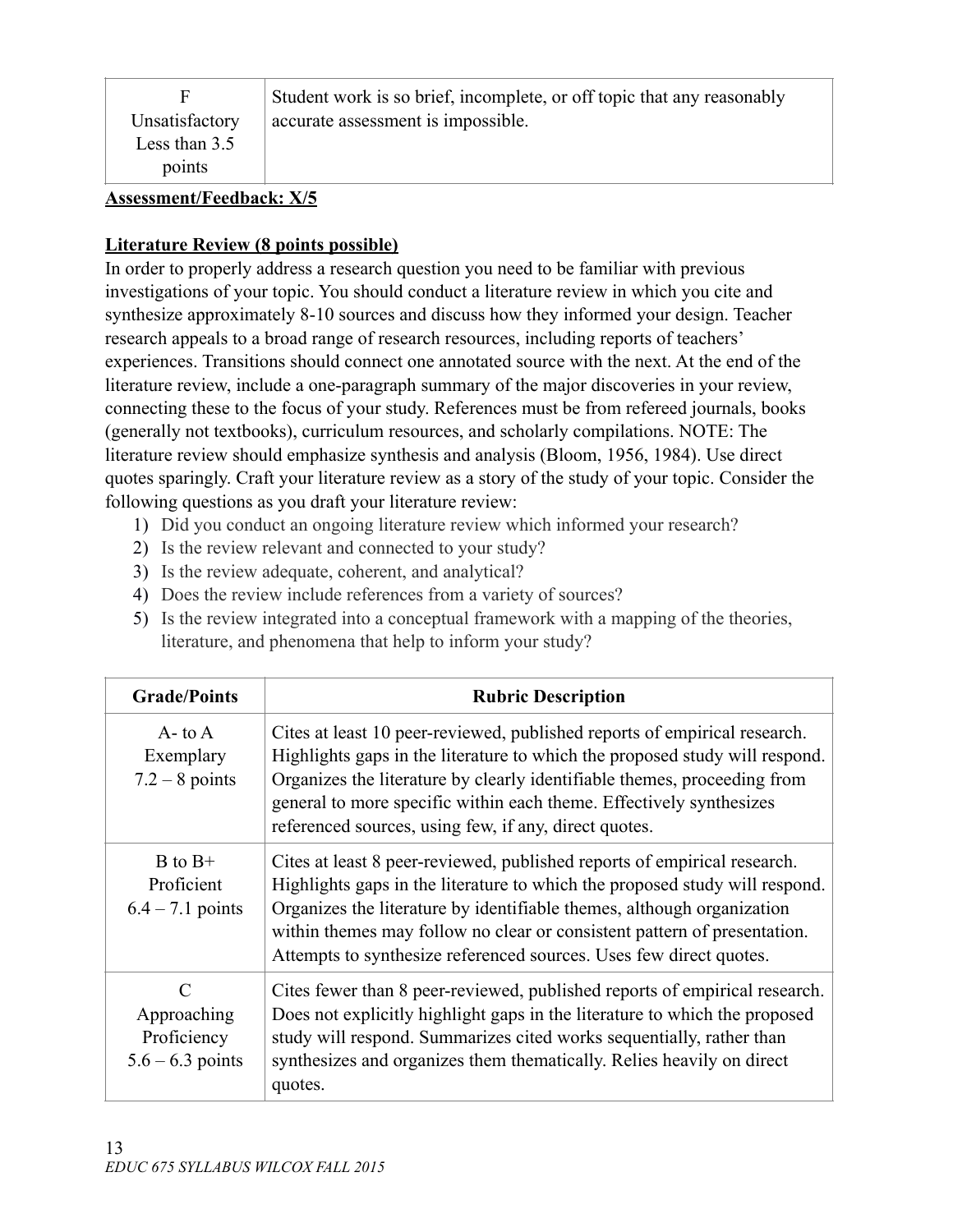| | |
|---|---|
| F<br>Unsatisfactory<br>Less than 3.5 points | Student work is so brief, incomplete, or off topic that any reasonably accurate assessment is impossible. |

**Assessment/Feedback: X/5**

**Literature Review (8 points possible)**

In order to properly address a research question you need to be familiar with previous investigations of your topic. You should conduct a literature review in which you cite and synthesize approximately 8-10 sources and discuss how they informed your design. Teacher research appeals to a broad range of research resources, including reports of teachers' experiences. Transitions should connect one annotated source with the next. At the end of the literature review, include a one-paragraph summary of the major discoveries in your review, connecting these to the focus of your study. References must be from refereed journals, books (generally not textbooks), curriculum resources, and scholarly compilations. NOTE: The literature review should emphasize synthesis and analysis (Bloom, 1956, 1984). Use direct quotes sparingly. Craft your literature review as a story of the study of your topic. Consider the following questions as you draft your literature review:

1) Did you conduct an ongoing literature review which informed your research?
2) Is the review relevant and connected to your study?
3) Is the review adequate, coherent, and analytical?
4) Does the review include references from a variety of sources?
5) Is the review integrated into a conceptual framework with a mapping of the theories, literature, and phenomena that help to inform your study?

| Grade/Points | Rubric Description |
|---|---|
| A- to A<br>Exemplary<br>7.2 – 8 points | Cites at least 10 peer-reviewed, published reports of empirical research. Highlights gaps in the literature to which the proposed study will respond. Organizes the literature by clearly identifiable themes, proceeding from general to more specific within each theme. Effectively synthesizes referenced sources, using few, if any, direct quotes. |
| B to B+<br>Proficient<br>6.4 – 7.1 points | Cites at least 8 peer-reviewed, published reports of empirical research. Highlights gaps in the literature to which the proposed study will respond. Organizes the literature by identifiable themes, although organization within themes may follow no clear or consistent pattern of presentation. Attempts to synthesize referenced sources. Uses few direct quotes. |
| C<br>Approaching Proficiency<br>5.6 – 6.3 points | Cites fewer than 8 peer-reviewed, published reports of empirical research. Does not explicitly highlight gaps in the literature to which the proposed study will respond. Summarizes cited works sequentially, rather than synthesizes and organizes them thematically. Relies heavily on direct quotes. |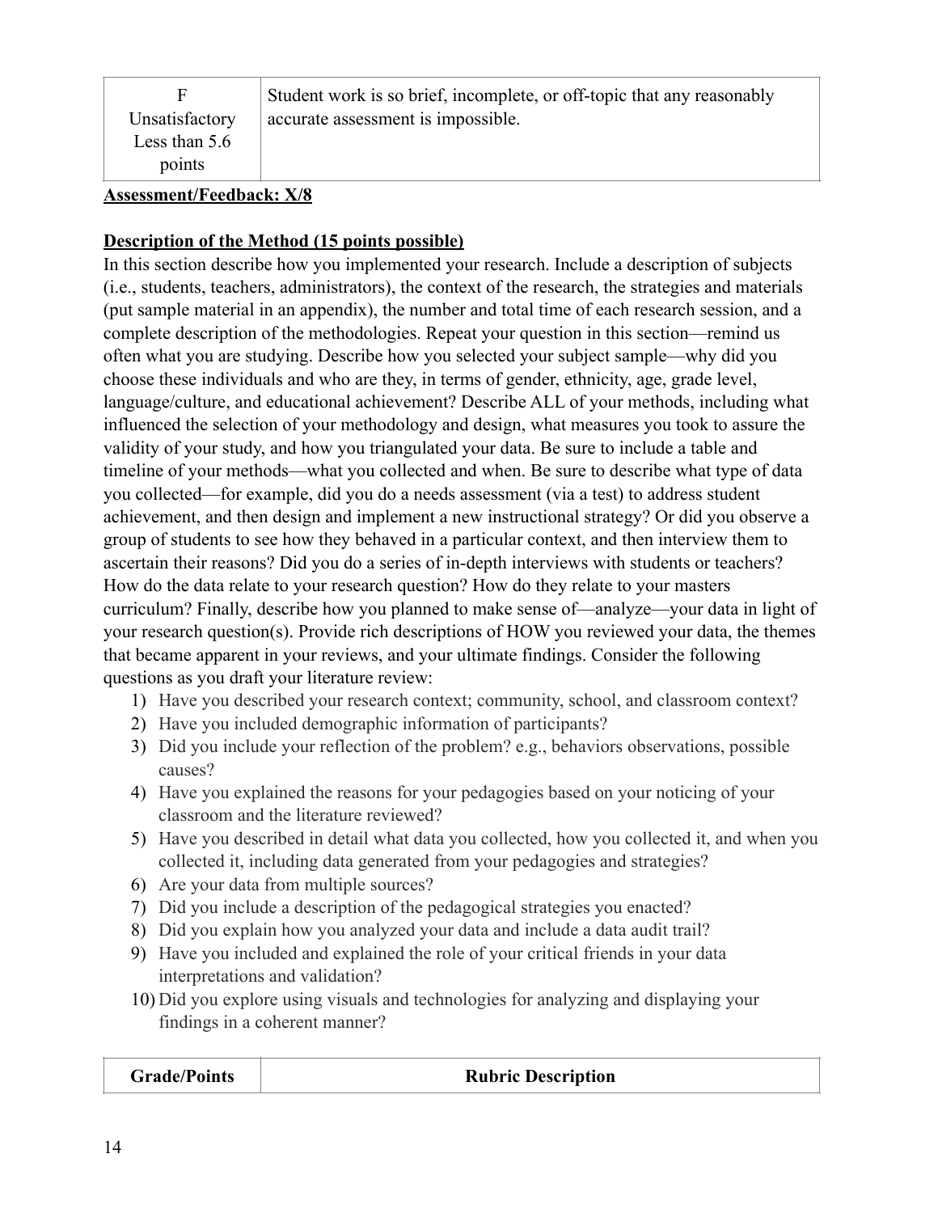| F Unsatisfactory Less than 5.6 points | Student work is so brief, incomplete, or off-topic that any reasonably accurate assessment is impossible. |
|---|---|

**Assessment/Feedback: X/8**

**Description of the Method (15 points possible)**

In this section describe how you implemented your research. Include a description of subjects (i.e., students, teachers, administrators), the context of the research, the strategies and materials (put sample material in an appendix), the number and total time of each research session, and a complete description of the methodologies. Repeat your question in this section—remind us often what you are studying. Describe how you selected your subject sample—why did you choose these individuals and who are they, in terms of gender, ethnicity, age, grade level, language/culture, and educational achievement? Describe ALL of your methods, including what influenced the selection of your methodology and design, what measures you took to assure the validity of your study, and how you triangulated your data. Be sure to include a table and timeline of your methods—what you collected and when. Be sure to describe what type of data you collected—for example, did you do a needs assessment (via a test) to address student achievement, and then design and implement a new instructional strategy? Or did you observe a group of students to see how they behaved in a particular context, and then interview them to ascertain their reasons? Did you do a series of in-depth interviews with students or teachers? How do the data relate to your research question? How do they relate to your masters curriculum? Finally, describe how you planned to make sense of—analyze—your data in light of your research question(s). Provide rich descriptions of HOW you reviewed your data, the themes that became apparent in your reviews, and your ultimate findings. Consider the following questions as you draft your literature review:

1) Have you described your research context; community, school, and classroom context?
2) Have you included demographic information of participants?
3) Did you include your reflection of the problem? e.g., behaviors observations, possible causes?
4) Have you explained the reasons for your pedagogies based on your noticing of your classroom and the literature reviewed?
5) Have you described in detail what data you collected, how you collected it, and when you collected it, including data generated from your pedagogies and strategies?
6) Are your data from multiple sources?
7) Did you include a description of the pedagogical strategies you enacted?
8) Did you explain how you analyzed your data and include a data audit trail?
9) Have you included and explained the role of your critical friends in your data interpretations and validation?
10) Did you explore using visuals and technologies for analyzing and displaying your findings in a coherent manner?

| Grade/Points | Rubric Description |
|---|---|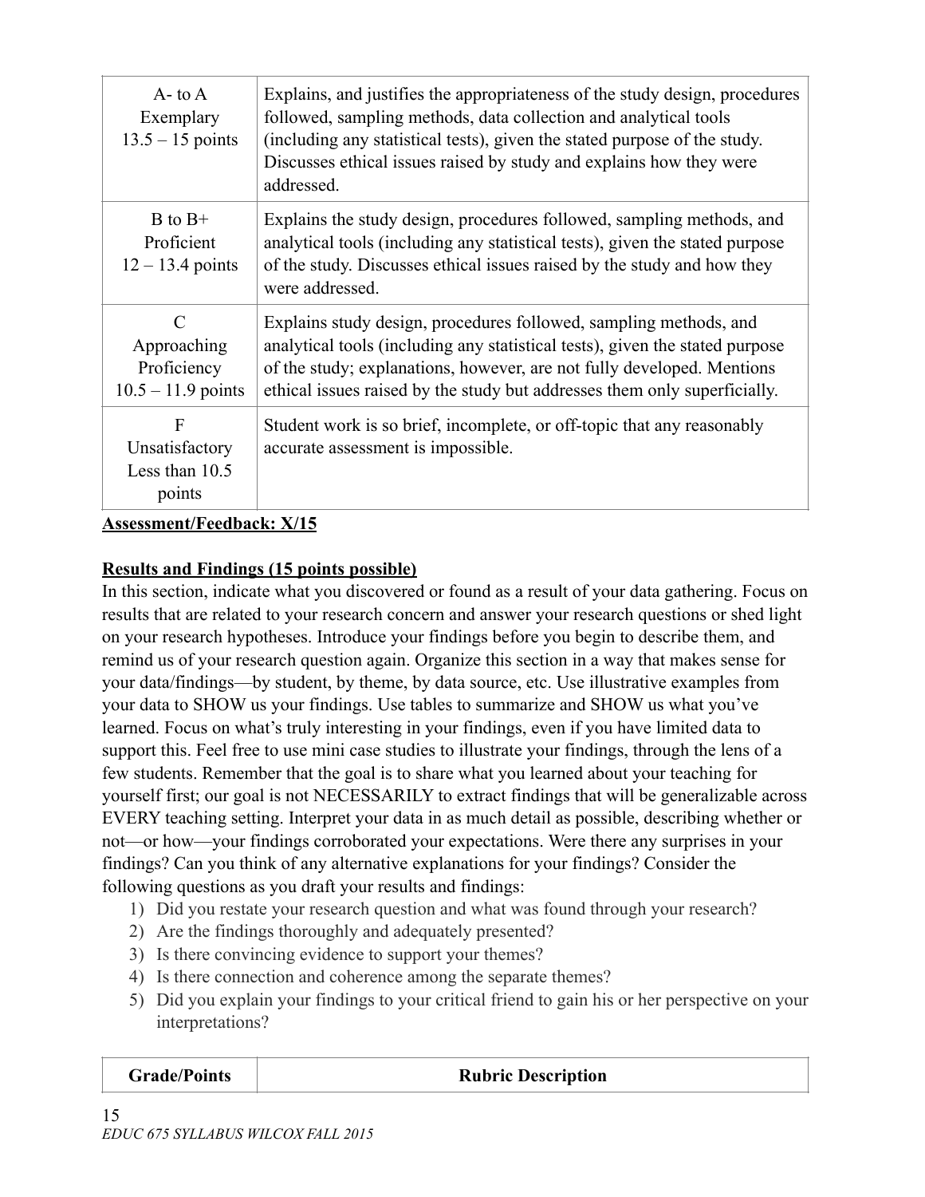| | |
|---|---|
| A- to A<br>Exemplary<br>13.5 – 15 points | Explains, and justifies the appropriateness of the study design, procedures followed, sampling methods, data collection and analytical tools (including any statistical tests), given the stated purpose of the study. Discusses ethical issues raised by study and explains how they were addressed. |
| B to B+<br>Proficient<br>12 – 13.4 points | Explains the study design, procedures followed, sampling methods, and analytical tools (including any statistical tests), given the stated purpose of the study. Discusses ethical issues raised by the study and how they were addressed. |
| C<br>Approaching Proficiency<br>10.5 – 11.9 points | Explains study design, procedures followed, sampling methods, and analytical tools (including any statistical tests), given the stated purpose of the study; explanations, however, are not fully developed. Mentions ethical issues raised by the study but addresses them only superficially. |
| F<br>Unsatisfactory<br>Less than 10.5 points | Student work is so brief, incomplete, or off-topic that any reasonably accurate assessment is impossible. |

**Assessment/Feedback: X/15**

**Results and Findings (15 points possible)**

In this section, indicate what you discovered or found as a result of your data gathering. Focus on results that are related to your research concern and answer your research questions or shed light on your research hypotheses. Introduce your findings before you begin to describe them, and remind us of your research question again. Organize this section in a way that makes sense for your data/findings—by student, by theme, by data source, etc. Use illustrative examples from your data to SHOW us your findings. Use tables to summarize and SHOW us what you've learned. Focus on what's truly interesting in your findings, even if you have limited data to support this. Feel free to use mini case studies to illustrate your findings, through the lens of a few students. Remember that the goal is to share what you learned about your teaching for yourself first; our goal is not NECESSARILY to extract findings that will be generalizable across EVERY teaching setting. Interpret your data in as much detail as possible, describing whether or not—or how—your findings corroborated your expectations. Were there any surprises in your findings? Can you think of any alternative explanations for your findings? Consider the following questions as you draft your results and findings:

1) Did you restate your research question and what was found through your research?
2) Are the findings thoroughly and adequately presented?
3) Is there convincing evidence to support your themes?
4) Is there connection and coherence among the separate themes?
5) Did you explain your findings to your critical friend to gain his or her perspective on your interpretations?

| Grade/Points | Rubric Description |
|---|---|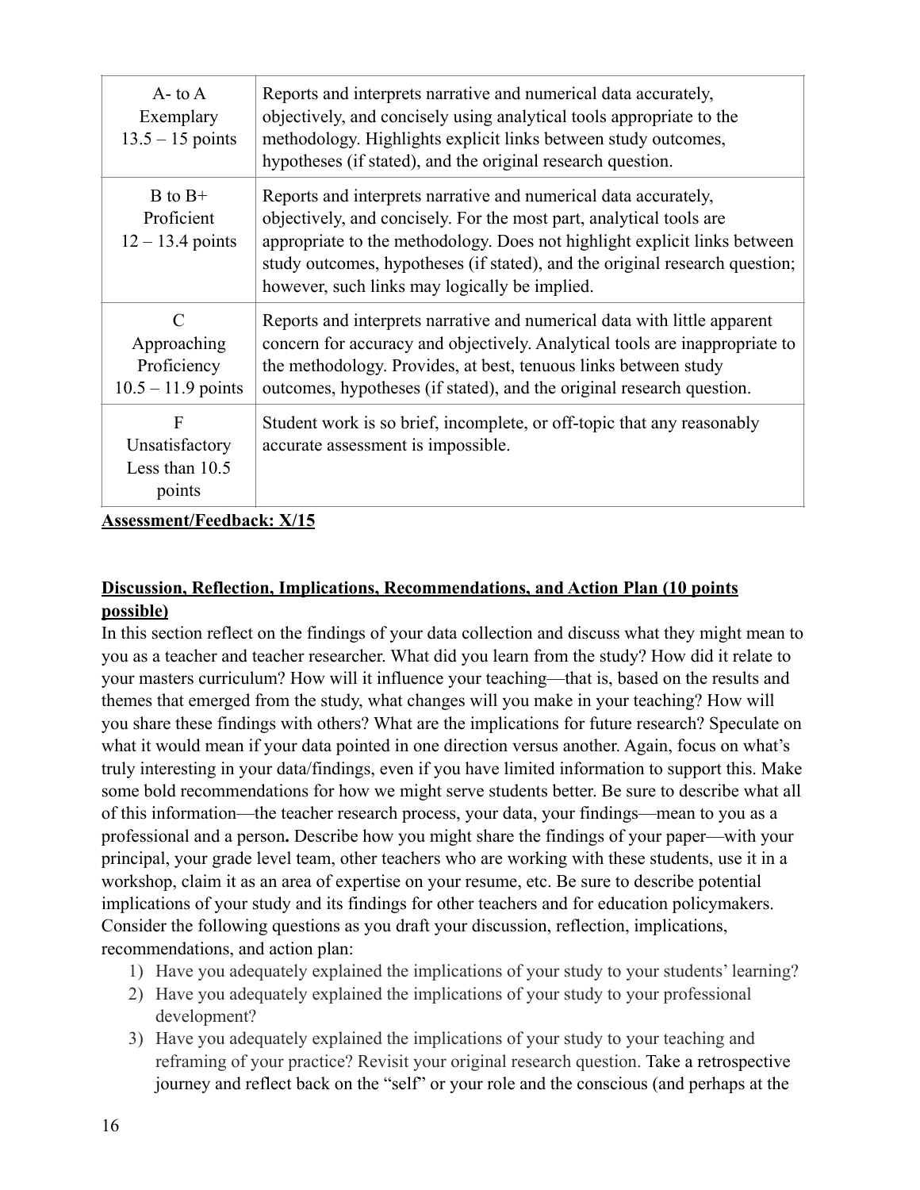| | |
|---|---|
| A- to A<br>Exemplary<br>13.5 – 15 points | Reports and interprets narrative and numerical data accurately, objectively, and concisely using analytical tools appropriate to the methodology. Highlights explicit links between study outcomes, hypotheses (if stated), and the original research question. |
| B to B+<br>Proficient<br>12 – 13.4 points | Reports and interprets narrative and numerical data accurately, objectively, and concisely. For the most part, analytical tools are appropriate to the methodology. Does not highlight explicit links between study outcomes, hypotheses (if stated), and the original research question; however, such links may logically be implied. |
| C<br>Approaching Proficiency<br>10.5 – 11.9 points | Reports and interprets narrative and numerical data with little apparent concern for accuracy and objectively. Analytical tools are inappropriate to the methodology. Provides, at best, tenuous links between study outcomes, hypotheses (if stated), and the original research question. |
| F<br>Unsatisfactory<br>Less than 10.5 points | Student work is so brief, incomplete, or off-topic that any reasonably accurate assessment is impossible. |

**Assessment/Feedback: X/15**

**Discussion, Reflection, Implications, Recommendations, and Action Plan (10 points possible)**

In this section reflect on the findings of your data collection and discuss what they might mean to you as a teacher and teacher researcher. What did you learn from the study? How did it relate to your masters curriculum? How will it influence your teaching—that is, based on the results and themes that emerged from the study, what changes will you make in your teaching? How will you share these findings with others? What are the implications for future research? Speculate on what it would mean if your data pointed in one direction versus another. Again, focus on what's truly interesting in your data/findings, even if you have limited information to support this. Make some bold recommendations for how we might serve students better. Be sure to describe what all of this information—the teacher research process, your data, your findings—mean to you as a professional and a person**.** Describe how you might share the findings of your paper—with your principal, your grade level team, other teachers who are working with these students, use it in a workshop, claim it as an area of expertise on your resume, etc. Be sure to describe potential implications of your study and its findings for other teachers and for education policymakers. Consider the following questions as you draft your discussion, reflection, implications, recommendations, and action plan:

1) Have you adequately explained the implications of your study to your students' learning?
2) Have you adequately explained the implications of your study to your professional development?
3) Have you adequately explained the implications of your study to your teaching and reframing of your practice? Revisit your original research question. Take a retrospective journey and reflect back on the "self" or your role and the conscious (and perhaps at the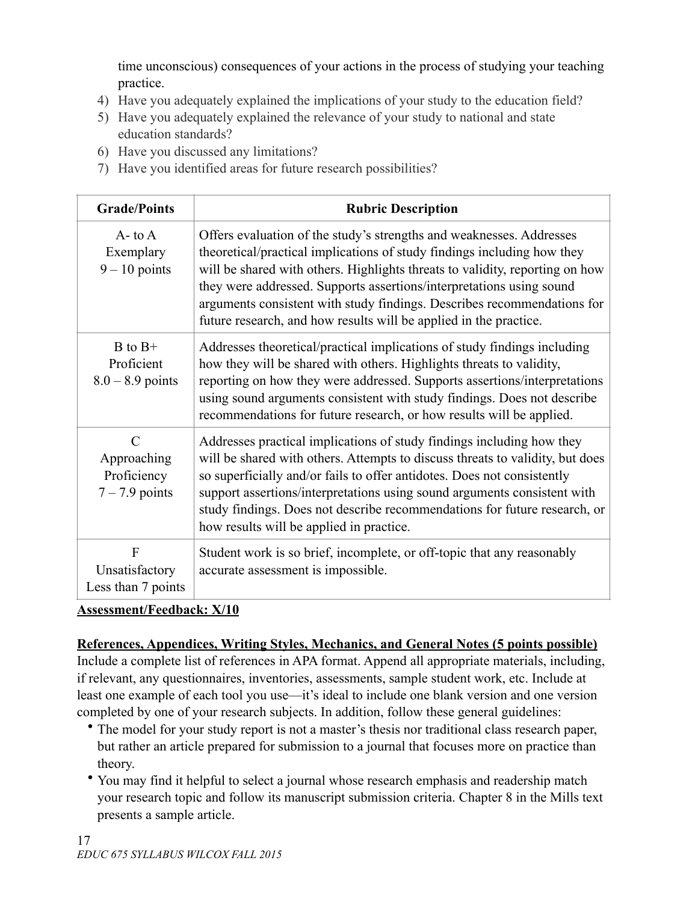time unconscious) consequences of your actions in the process of studying your teaching practice.

4) Have you adequately explained the implications of your study to the education field?
5) Have you adequately explained the relevance of your study to national and state education standards?
6) Have you discussed any limitations?
7) Have you identified areas for future research possibilities?

| Grade/Points | Rubric Description |
|---|---|
| A- to A<br>Exemplary<br>9 – 10 points | Offers evaluation of the study's strengths and weaknesses. Addresses theoretical/practical implications of study findings including how they will be shared with others. Highlights threats to validity, reporting on how they were addressed. Supports assertions/interpretations using sound arguments consistent with study findings. Describes recommendations for future research, and how results will be applied in the practice. |
| B to B+<br>Proficient<br>8.0 – 8.9 points | Addresses theoretical/practical implications of study findings including how they will be shared with others. Highlights threats to validity, reporting on how they were addressed. Supports assertions/interpretations using sound arguments consistent with study findings. Does not describe recommendations for future research, or how results will be applied. |
| C<br>Approaching Proficiency<br>7 – 7.9 points | Addresses practical implications of study findings including how they will be shared with others. Attempts to discuss threats to validity, but does so superficially and/or fails to offer antidotes. Does not consistently support assertions/interpretations using sound arguments consistent with study findings. Does not describe recommendations for future research, or how results will be applied in practice. |
| F<br>Unsatisfactory<br>Less than 7 points | Student work is so brief, incomplete, or off-topic that any reasonably accurate assessment is impossible. |

**Assessment/Feedback: X/10**

**References, Appendices, Writing Styles, Mechanics, and General Notes (5 points possible)**

Include a complete list of references in APA format. Append all appropriate materials, including, if relevant, any questionnaires, inventories, assessments, sample student work, etc. Include at least one example of each tool you use—it's ideal to include one blank version and one version completed by one of your research subjects. In addition, follow these general guidelines:

- The model for your study report is not a master's thesis nor traditional class research paper, but rather an article prepared for submission to a journal that focuses more on practice than theory.
- You may find it helpful to select a journal whose research emphasis and readership match your research topic and follow its manuscript submission criteria. Chapter 8 in the Mills text presents a sample article.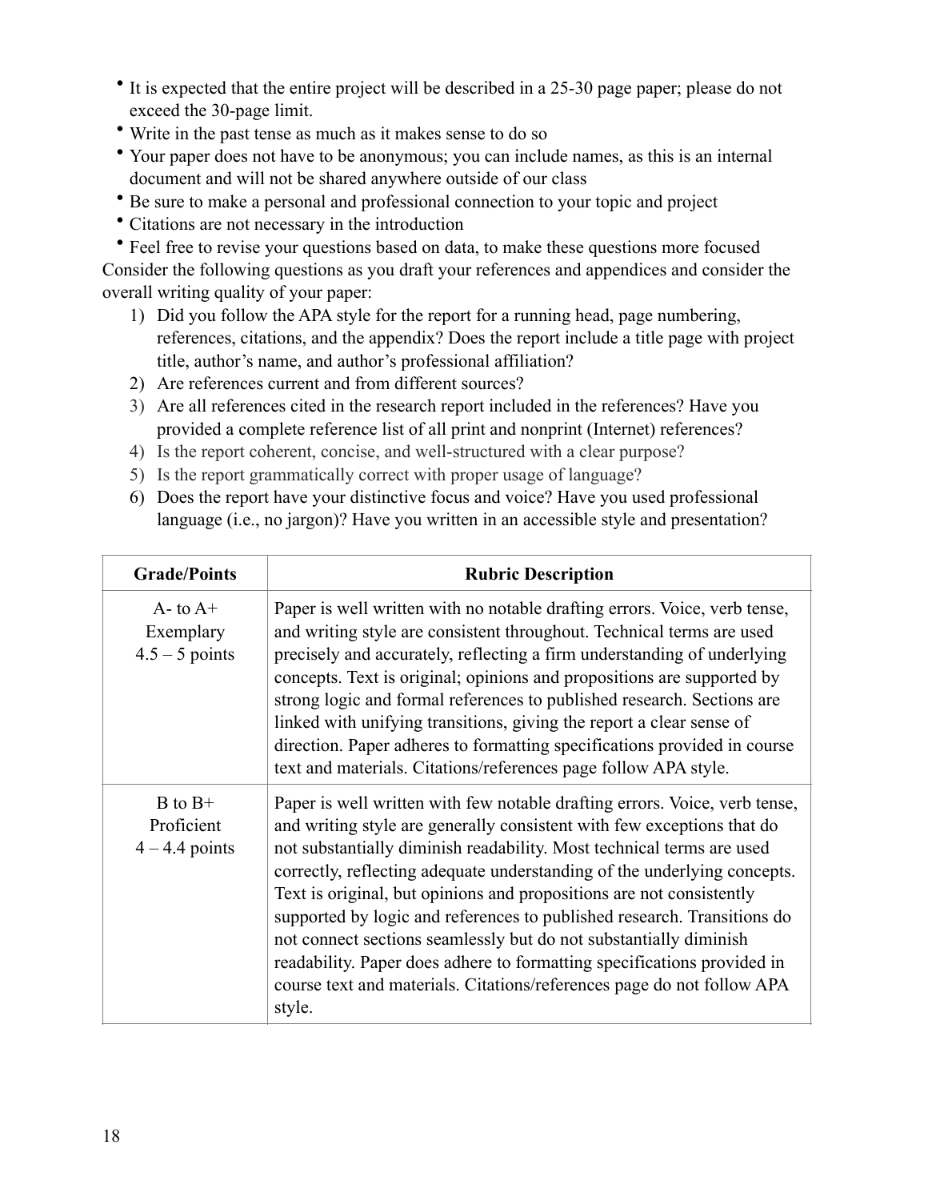- It is expected that the entire project will be described in a 25-30 page paper; please do not exceed the 30-page limit.
- Write in the past tense as much as it makes sense to do so
- Your paper does not have to be anonymous; you can include names, as this is an internal document and will not be shared anywhere outside of our class
- Be sure to make a personal and professional connection to your topic and project
- Citations are not necessary in the introduction
- Feel free to revise your questions based on data, to make these questions more focused

Consider the following questions as you draft your references and appendices and consider the overall writing quality of your paper:

1) Did you follow the APA style for the report for a running head, page numbering, references, citations, and the appendix? Does the report include a title page with project title, author's name, and author's professional affiliation?
2) Are references current and from different sources?
3) Are all references cited in the research report included in the references? Have you provided a complete reference list of all print and nonprint (Internet) references?
4) Is the report coherent, concise, and well-structured with a clear purpose?
5) Is the report grammatically correct with proper usage of language?
6) Does the report have your distinctive focus and voice? Have you used professional language (i.e., no jargon)? Have you written in an accessible style and presentation?

| Grade/Points | Rubric Description |
|---|---|
| A- to A+<br>Exemplary<br>4.5 – 5 points | Paper is well written with no notable drafting errors. Voice, verb tense, and writing style are consistent throughout. Technical terms are used precisely and accurately, reflecting a firm understanding of underlying concepts. Text is original; opinions and propositions are supported by strong logic and formal references to published research. Sections are linked with unifying transitions, giving the report a clear sense of direction. Paper adheres to formatting specifications provided in course text and materials. Citations/references page follow APA style. |
| B to B+<br>Proficient<br>4 – 4.4 points | Paper is well written with few notable drafting errors. Voice, verb tense, and writing style are generally consistent with few exceptions that do not substantially diminish readability. Most technical terms are used correctly, reflecting adequate understanding of the underlying concepts. Text is original, but opinions and propositions are not consistently supported by logic and references to published research. Transitions do not connect sections seamlessly but do not substantially diminish readability. Paper does adhere to formatting specifications provided in course text and materials. Citations/references page do not follow APA style. |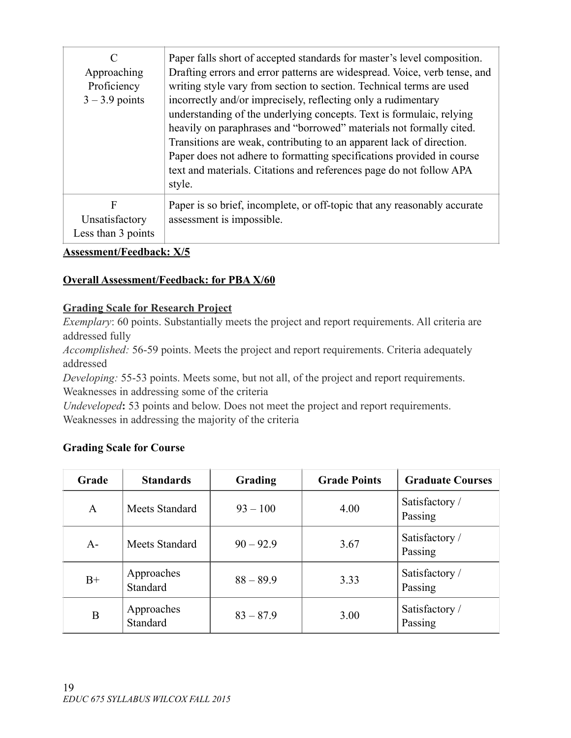| | |
|---|---|
| C<br>Approaching Proficiency<br>3 – 3.9 points | Paper falls short of accepted standards for master's level composition. Drafting errors and error patterns are widespread. Voice, verb tense, and writing style vary from section to section. Technical terms are used incorrectly and/or imprecisely, reflecting only a rudimentary understanding of the underlying concepts. Text is formulaic, relying heavily on paraphrases and "borrowed" materials not formally cited. Transitions are weak, contributing to an apparent lack of direction. Paper does not adhere to formatting specifications provided in course text and materials. Citations and references page do not follow APA style. |
| F<br>Unsatisfactory<br>Less than 3 points | Paper is so brief, incomplete, or off-topic that any reasonably accurate assessment is impossible. |

**Assessment/Feedback: X/5**

**Overall Assessment/Feedback: for PBA X/60**

**Grading Scale for Research Project**

*Exemplary*: 60 points. Substantially meets the project and report requirements. All criteria are addressed fully

*Accomplished:* 56-59 points. Meets the project and report requirements. Criteria adequately addressed

*Developing:* 55-53 points. Meets some, but not all, of the project and report requirements. Weaknesses in addressing some of the criteria

*Undeveloped***:** 53 points and below. Does not meet the project and report requirements. Weaknesses in addressing the majority of the criteria

**Grading Scale for Course**

| Grade | Standards | Grading | Grade Points | Graduate Courses |
|---|---|---|---|---|
| A | Meets Standard | 93 – 100 | 4.00 | Satisfactory / Passing |
| A- | Meets Standard | 90 – 92.9 | 3.67 | Satisfactory / Passing |
| B+ | Approaches Standard | 88 – 89.9 | 3.33 | Satisfactory / Passing |
| B | Approaches Standard | 83 – 87.9 | 3.00 | Satisfactory / Passing |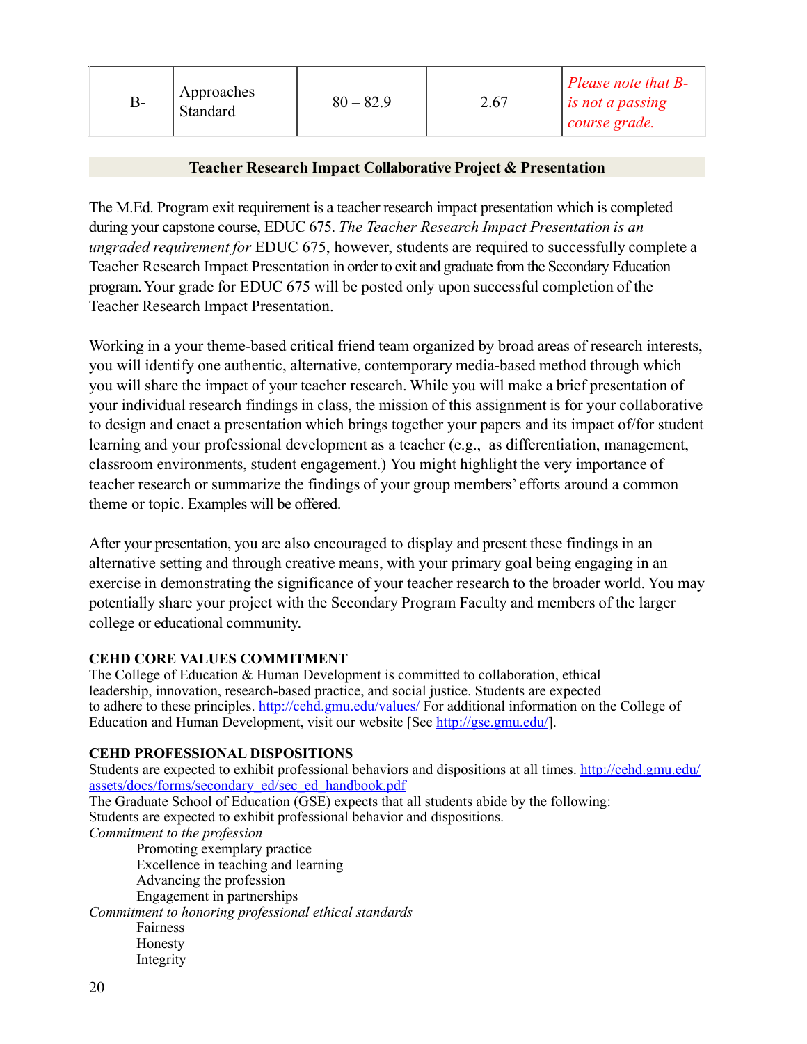| B- | Approaches Standard | 80 – 82.9 | 2.67 | *Please note that B- is not a passing course grade.* |
|---|---|---|---|---|

**Teacher Research Impact Collaborative Project & Presentation**

The M.Ed. Program exit requirement is a teacher research impact presentation which is completed during your capstone course, EDUC 675. *The Teacher Research Impact Presentation is an ungraded requirement for* EDUC 675, however, students are required to successfully complete a Teacher Research Impact Presentation in order to exit and graduate from the Secondary Education program. Your grade for EDUC 675 will be posted only upon successful completion of the Teacher Research Impact Presentation.

Working in a your theme-based critical friend team organized by broad areas of research interests, you will identify one authentic, alternative, contemporary media-based method through which you will share the impact of your teacher research. While you will make a brief presentation of your individual research findings in class, the mission of this assignment is for your collaborative to design and enact a presentation which brings together your papers and its impact of/for student learning and your professional development as a teacher (e.g., as differentiation, management, classroom environments, student engagement.) You might highlight the very importance of teacher research or summarize the findings of your group members' efforts around a common theme or topic. Examples will be offered.

After your presentation, you are also encouraged to display and present these findings in an alternative setting and through creative means, with your primary goal being engaging in an exercise in demonstrating the significance of your teacher research to the broader world. You may potentially share your project with the Secondary Program Faculty and members of the larger college or educational community.

**CEHD CORE VALUES COMMITMENT**

The College of Education & Human Development is committed to collaboration, ethical leadership, innovation, research-based practice, and social justice. Students are expected to adhere to these principles. http://cehd.gmu.edu/values/ For additional information on the College of Education and Human Development, visit our website [See http://gse.gmu.edu/].

**CEHD PROFESSIONAL DISPOSITIONS**

Students are expected to exhibit professional behaviors and dispositions at all times. http://cehd.gmu.edu/assets/docs/forms/secondary_ed/sec_ed_handbook.pdf
The Graduate School of Education (GSE) expects that all students abide by the following:
Students are expected to exhibit professional behavior and dispositions.

*Commitment to the profession*

- Promoting exemplary practice
- Excellence in teaching and learning
- Advancing the profession
- Engagement in partnerships

*Commitment to honoring professional ethical standards*

- Fairness
- Honesty
- Integrity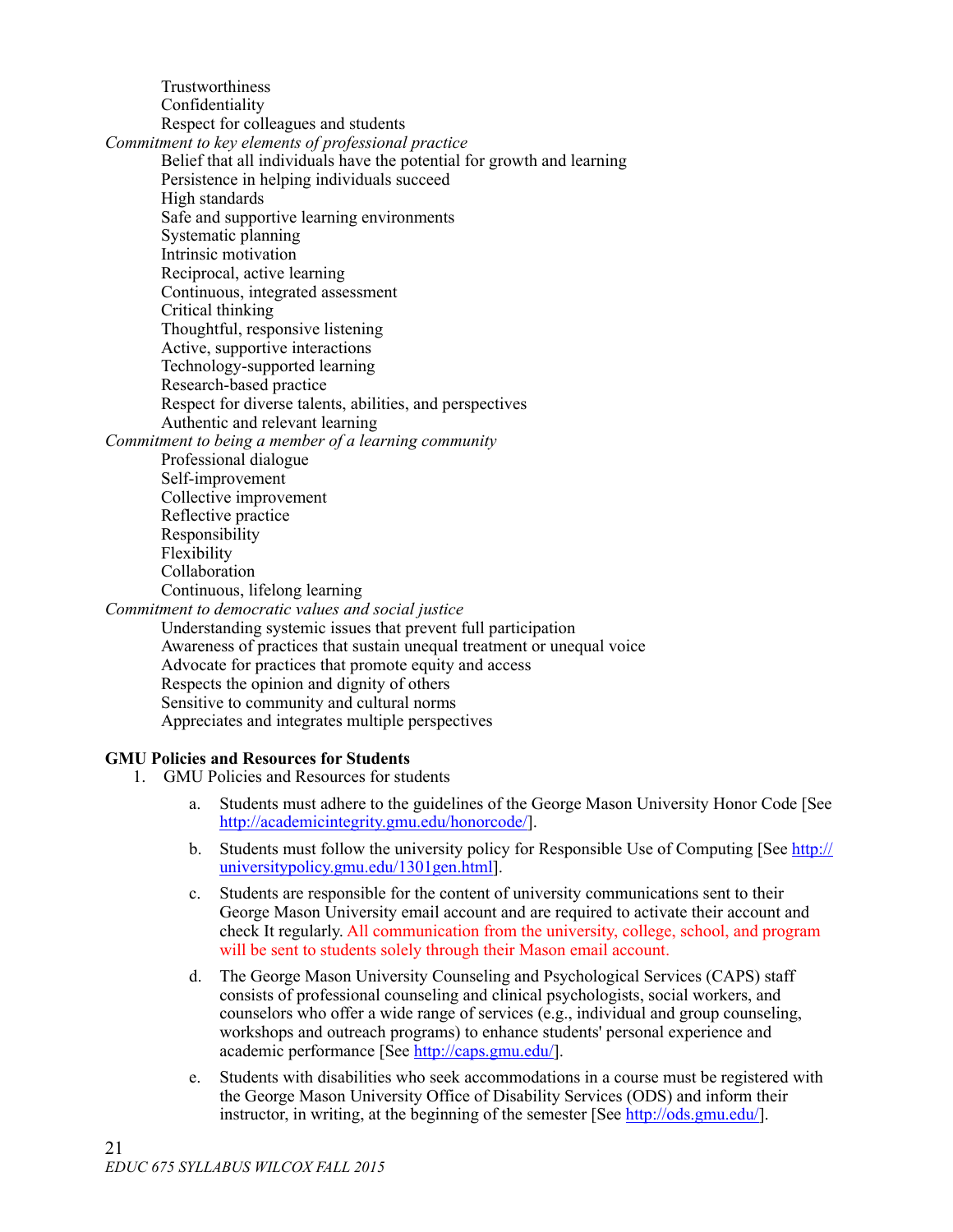Trustworthiness
Confidentiality
Respect for colleagues and students

*Commitment to key elements of professional practice*

Belief that all individuals have the potential for growth and learning
Persistence in helping individuals succeed
High standards
Safe and supportive learning environments
Systematic planning
Intrinsic motivation
Reciprocal, active learning
Continuous, integrated assessment
Critical thinking
Thoughtful, responsive listening
Active, supportive interactions
Technology-supported learning
Research-based practice
Respect for diverse talents, abilities, and perspectives
Authentic and relevant learning

*Commitment to being a member of a learning community*

Professional dialogue
Self-improvement
Collective improvement
Reflective practice
Responsibility
Flexibility
Collaboration
Continuous, lifelong learning

*Commitment to democratic values and social justice*

Understanding systemic issues that prevent full participation
Awareness of practices that sustain unequal treatment or unequal voice
Advocate for practices that promote equity and access
Respects the opinion and dignity of others
Sensitive to community and cultural norms
Appreciates and integrates multiple perspectives

**GMU Policies and Resources for Students**

1. GMU Policies and Resources for students

    a. Students must adhere to the guidelines of the George Mason University Honor Code [See http://academicintegrity.gmu.edu/honorcode/].

    b. Students must follow the university policy for Responsible Use of Computing [See http://universitypolicy.gmu.edu/1301gen.html].

    c. Students are responsible for the content of university communications sent to their George Mason University email account and are required to activate their account and check It regularly. All communication from the university, college, school, and program will be sent to students solely through their Mason email account.

    d. The George Mason University Counseling and Psychological Services (CAPS) staff consists of professional counseling and clinical psychologists, social workers, and counselors who offer a wide range of services (e.g., individual and group counseling, workshops and outreach programs) to enhance students' personal experience and academic performance [See http://caps.gmu.edu/].

    e. Students with disabilities who seek accommodations in a course must be registered with the George Mason University Office of Disability Services (ODS) and inform their instructor, in writing, at the beginning of the semester [See http://ods.gmu.edu/].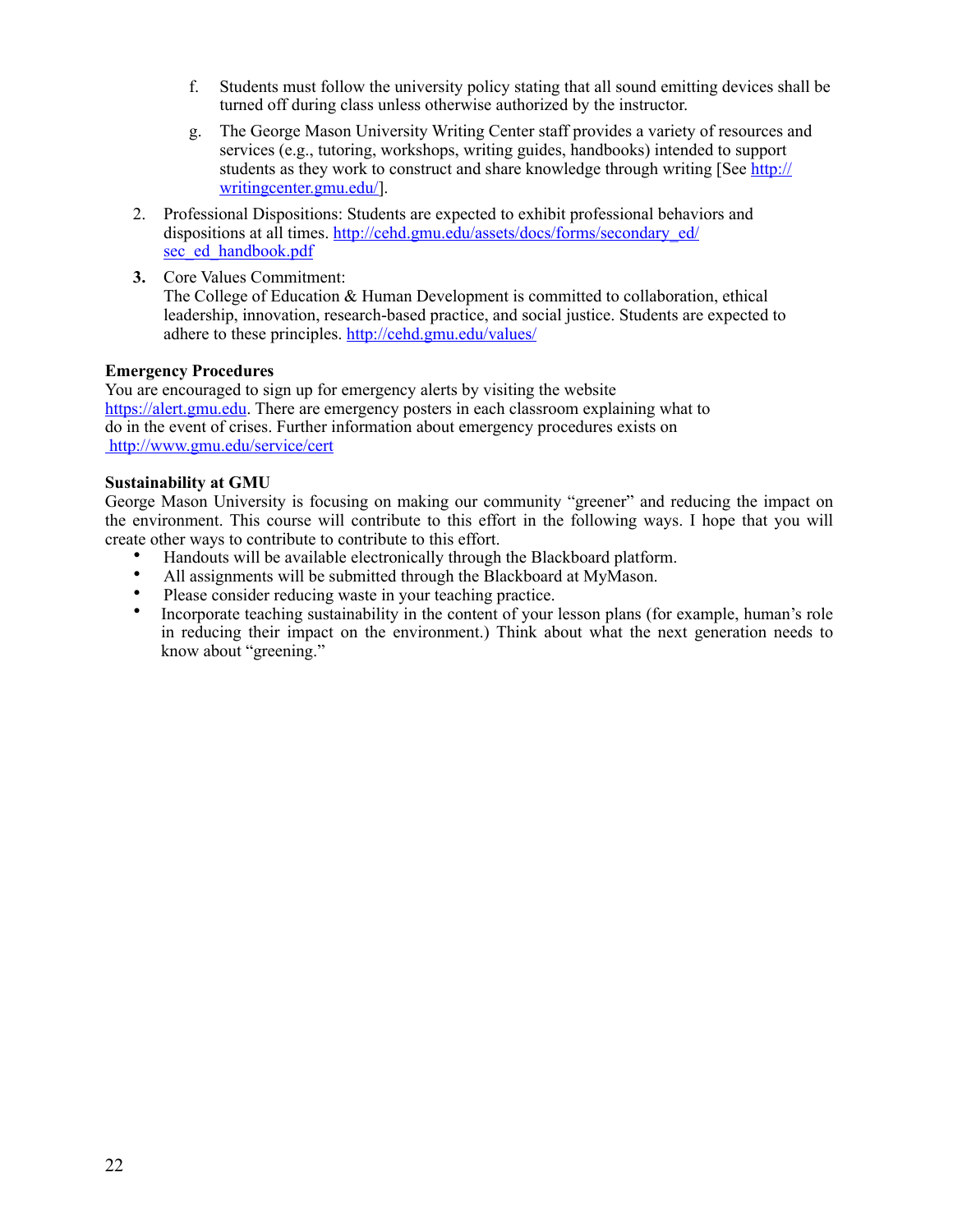f. Students must follow the university policy stating that all sound emitting devices shall be turned off during class unless otherwise authorized by the instructor.

g. The George Mason University Writing Center staff provides a variety of resources and services (e.g., tutoring, workshops, writing guides, handbooks) intended to support students as they work to construct and share knowledge through writing [See http://writingcenter.gmu.edu/].

2. Professional Dispositions: Students are expected to exhibit professional behaviors and dispositions at all times. http://cehd.gmu.edu/assets/docs/forms/secondary_ed/sec_ed_handbook.pdf

3. **Core Values Commitment:**
   The College of Education & Human Development is committed to collaboration, ethical leadership, innovation, research-based practice, and social justice. Students are expected to adhere to these principles. http://cehd.gmu.edu/values/

**Emergency Procedures**

You are encouraged to sign up for emergency alerts by visiting the website https://alert.gmu.edu. There are emergency posters in each classroom explaining what to do in the event of crises. Further information about emergency procedures exists on http://www.gmu.edu/service/cert

**Sustainability at GMU**

George Mason University is focusing on making our community "greener" and reducing the impact on the environment. This course will contribute to this effort in the following ways. I hope that you will create other ways to contribute to contribute to this effort.

- Handouts will be available electronically through the Blackboard platform.
- All assignments will be submitted through the Blackboard at MyMason.
- Please consider reducing waste in your teaching practice.
- Incorporate teaching sustainability in the content of your lesson plans (for example, human's role in reducing their impact on the environment.) Think about what the next generation needs to know about "greening."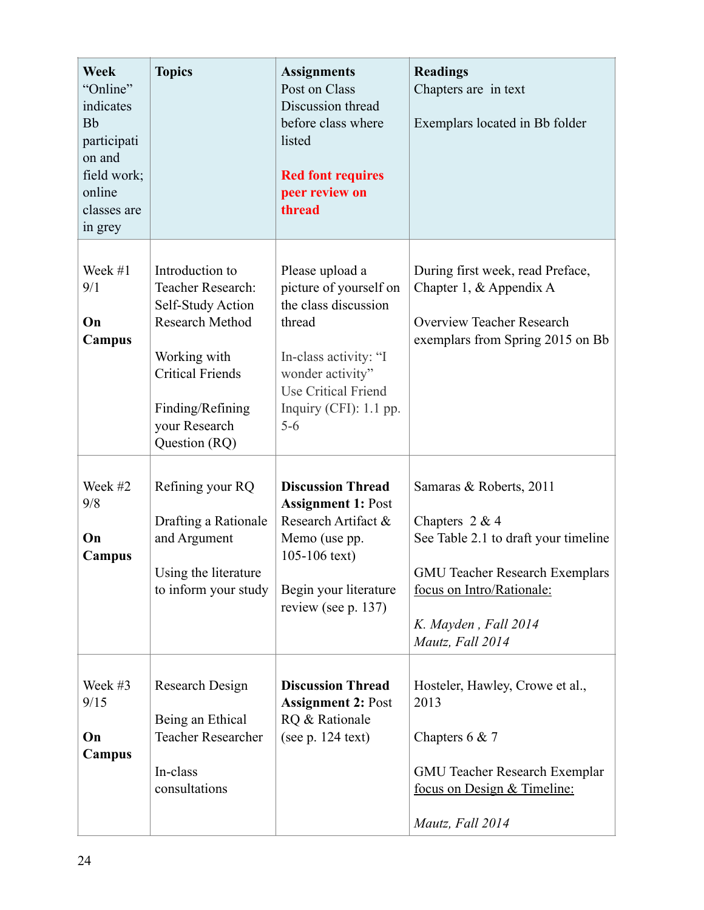| **Week** “Online” indicates Bb participation and field work; online classes are in grey | **Topics** | **Assignments** Post on Class Discussion thread before class where listed<br><br>**Red font requires peer review on thread** | **Readings** Chapters are in text<br><br>Exemplars located in Bb folder |
|---|---|---|---|
| Week #1 9/1<br><br>**On Campus** | Introduction to Teacher Research: Self-Study Action Research Method<br><br>Working with Critical Friends<br><br>Finding/Refining your Research Question (RQ) | Please upload a picture of yourself on the class discussion thread<br><br>In-class activity: “I wonder activity” Use Critical Friend Inquiry (CFI): 1.1 pp. 5-6 | During first week, read Preface, Chapter 1, & Appendix A<br><br>Overview Teacher Research exemplars from Spring 2015 on Bb |
| Week #2 9/8<br><br>**On Campus** | Refining your RQ<br><br>Drafting a Rationale and Argument<br><br>Using the literature to inform your study | **Discussion Thread Assignment 1:** Post Research Artifact & Memo (use pp. 105-106 text)<br><br>Begin your literature review (see p. 137) | Samaras & Roberts, 2011<br><br>Chapters 2 & 4<br>See Table 2.1 to draft your timeline<br><br>GMU Teacher Research Exemplars focus on Intro/Rationale:<br><br>*K. Mayden , Fall 2014*<br>*Mautz, Fall 2014* |
| Week #3 9/15<br><br>**On Campus** | Research Design<br><br>Being an Ethical Teacher Researcher<br><br>In-class consultations | **Discussion Thread Assignment 2:** Post RQ & Rationale (see p. 124 text) | Hosteler, Hawley, Crowe et al., 2013<br><br>Chapters 6 & 7<br><br>GMU Teacher Research Exemplar focus on Design & Timeline:<br><br>*Mautz, Fall 2014* |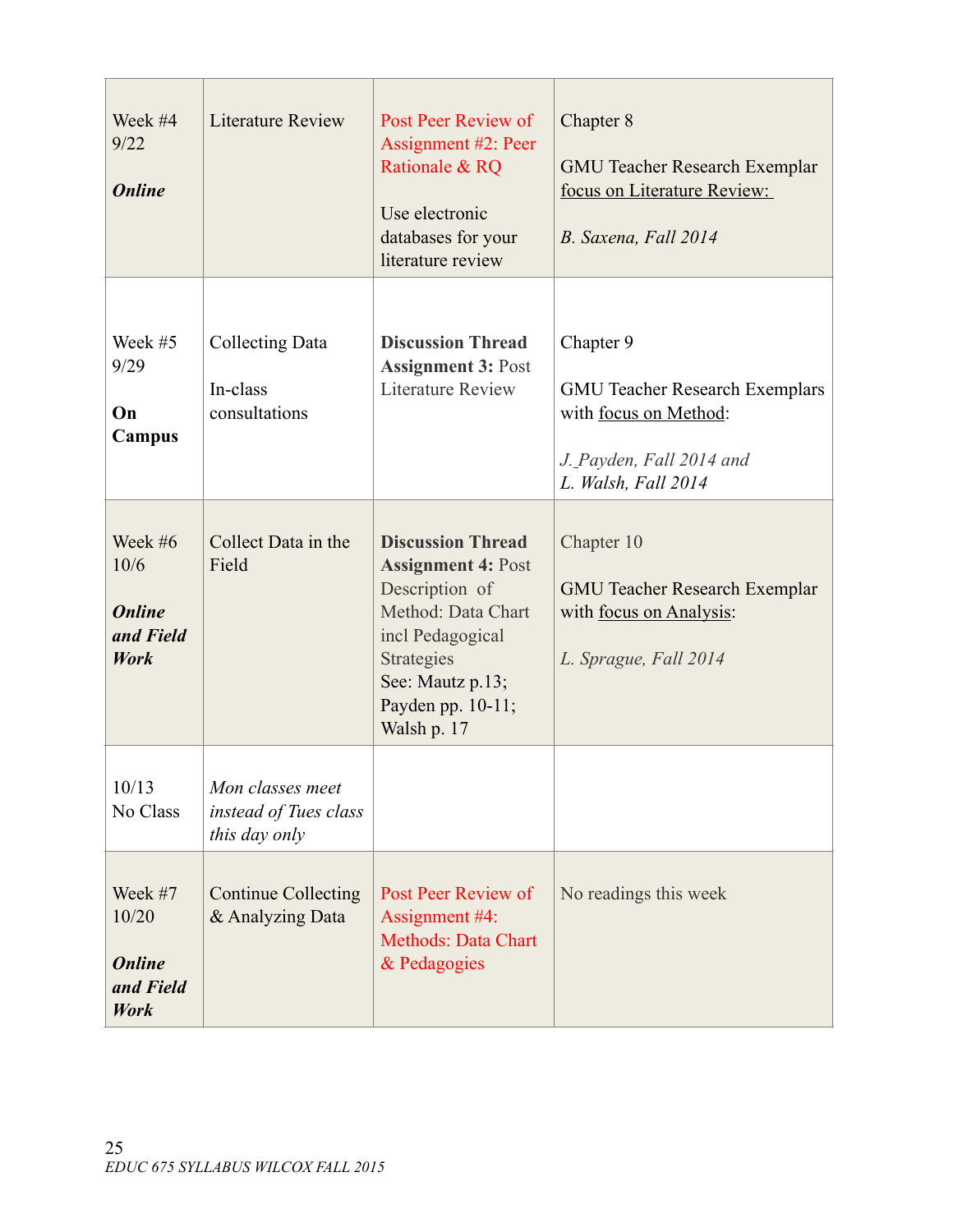| | | | |
|---|---|---|---|
| Week #4 9/22 ***Online*** | Literature Review | Post Peer Review of Assignment #2: Peer Rationale & RQ<br><br>Use electronic databases for your literature review | Chapter 8<br><br>GMU Teacher Research Exemplar focus on Literature Review:<br><br>*B. Saxena, Fall 2014* |
| Week #5 9/29<br><br>**On Campus** | Collecting Data<br><br>In-class consultations | **Discussion Thread Assignment 3:** Post Literature Review | Chapter 9<br><br>GMU Teacher Research Exemplars with focus on Method:<br><br>*J. Payden, Fall 2014 and L. Walsh, Fall 2014* |
| Week #6 10/6<br><br>***Online and Field Work*** | Collect Data in the Field | **Discussion Thread Assignment 4:** Post Description of Method: Data Chart incl Pedagogical Strategies<br>See: Mautz p.13; Payden pp. 10-11; Walsh p. 17 | Chapter 10<br><br>GMU Teacher Research Exemplar with focus on Analysis:<br><br>*L. Sprague, Fall 2014* |
| 10/13 No Class | *Mon classes meet instead of Tues class this day only* | | |
| Week #7 10/20<br><br>***Online and Field Work*** | Continue Collecting & Analyzing Data | Post Peer Review of Assignment #4: Methods: Data Chart & Pedagogies | No readings this week |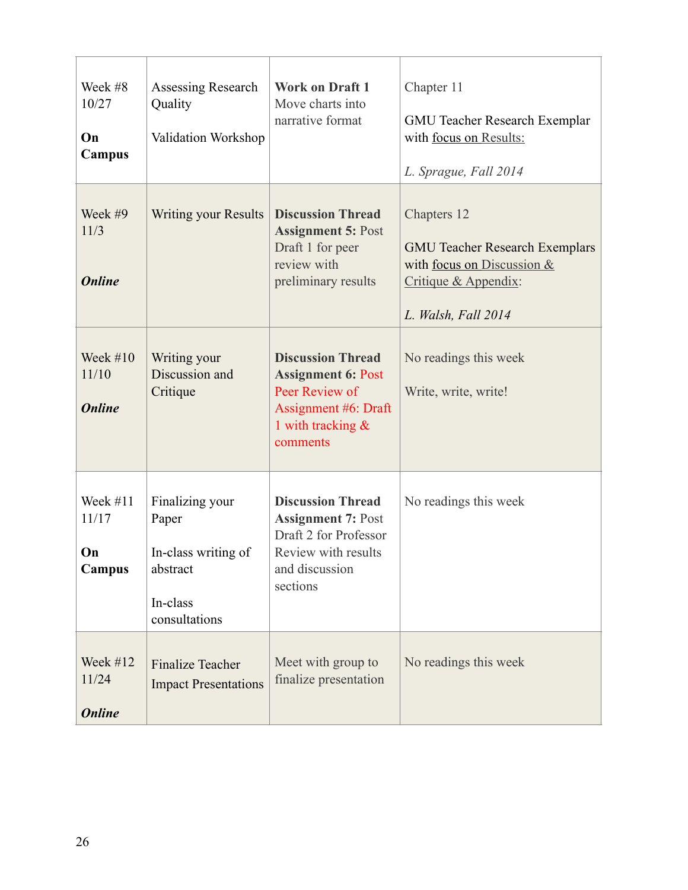| | | | |
|---|---|---|---|
| Week #8 10/27<br><br>**On Campus** | Assessing Research Quality<br><br>Validation Workshop | **Work on Draft 1** Move charts into narrative format | Chapter 11<br><br>GMU Teacher Research Exemplar with focus on Results:<br><br>*L. Sprague, Fall 2014* |
| Week #9 11/3<br><br>***Online*** | Writing your Results | **Discussion Thread Assignment 5:** Post Draft 1 for peer review with preliminary results | Chapters 12<br><br>GMU Teacher Research Exemplars with focus on Discussion & Critique & Appendix:<br><br>*L. Walsh, Fall 2014* |
| Week #10 11/10<br><br>***Online*** | Writing your Discussion and Critique | **Discussion Thread Assignment 6:** Post Peer Review of Assignment #6: Draft 1 with tracking & comments | No readings this week<br><br>Write, write, write! |
| Week #11 11/17<br><br>**On Campus** | Finalizing your Paper<br><br>In-class writing of abstract<br><br>In-class consultations | **Discussion Thread Assignment 7:** Post Draft 2 for Professor Review with results and discussion sections | No readings this week |
| Week #12 11/24<br><br>***Online*** | Finalize Teacher Impact Presentations | Meet with group to finalize presentation | No readings this week |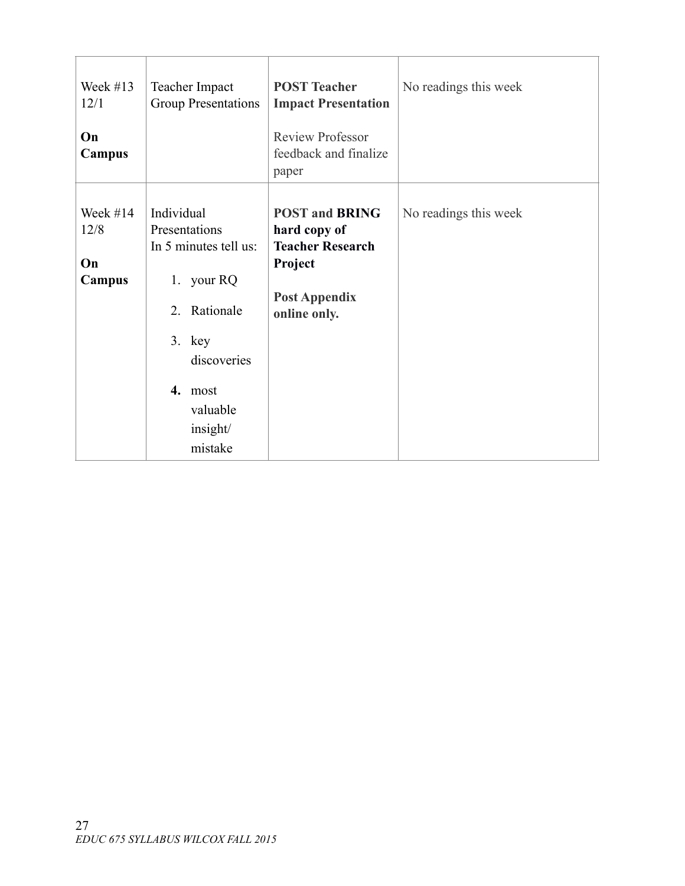| | | | |
|---|---|---|---|
| Week #13 12/1<br><br>**On Campus** | Teacher Impact Group Presentations | **POST Teacher Impact Presentation**<br><br>Review Professor feedback and finalize paper | No readings this week |
| Week #14 12/8<br><br>**On Campus** | Individual Presentations<br>In 5 minutes tell us:<br>1. your RQ<br>2. Rationale<br>3. key discoveries<br>**4.** most valuable insight/ mistake | **POST and BRING hard copy of Teacher Research Project**<br><br>**Post Appendix online only.** | No readings this week |